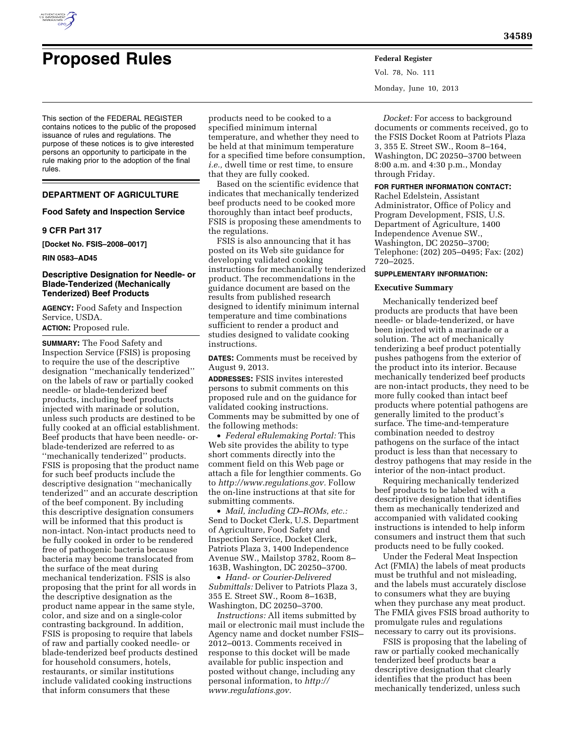# Proposed Rules

This section of the FEDERAL REGISTER contains notices to the public of the proposed issuance of rules and regulations. The purpose of these notices is to give interested persons an opportunity to participate in the rule making prior to the adoption of the final rules.

## DEPARTMENT OF AGRICULTURE

### Food Safety and Inspection Service

### 9 CFR Part 317

**[Docket No. FSIS–2008–0017]**

**RIN 0583–AD45**

### Descriptive Designation for Needle- or Blade-Tenderized (Mechanically Tenderized) Beef Products

**AGENCY:** Food Safety and Inspection Service, USDA.

**ACTION:** Proposed rule.

**SUMMARY:** The Food Safety and Inspection Service (FSIS) is proposing to require the use of the descriptive designation ''mechanically tenderized'' on the labels of raw or partially cooked needle- or blade-tenderized beef products, including beef products injected with marinade or solution, unless such products are destined to be fully cooked at an official establishment. Beef products that have been needle- or-blade-tenderized are referred to as ''mechanically tenderized'' products. FSIS is proposing that the product name for such beef products include the descriptive designation ''mechanically tenderized'' and an accurate description of the beef component. By including this descriptive designation consumers will be informed that this product is non-intact. Non-intact products need to be fully cooked in order to be rendered free of pathogenic bacteria because bacteria may become translocated from the surface of the meat during mechanical tenderization. FSIS is also proposing that the print for all words in the descriptive designation as the product name appear in the same style, color, and size and on a single-color contrasting background. In addition, FSIS is proposing to require that labels of raw and partially cooked needle- or blade-tenderized beef products destined for household consumers, hotels, restaurants, or similar institutions include validated cooking instructions that inform consumers that these products need to be cooked to a specified minimum internal temperature, and whether they need to be held at that minimum temperature for a specified time before consumption, *i.e.,* dwell time or rest time, to ensure that they are fully cooked.

Based on the scientific evidence that indicates that mechanically tenderized beef products need to be cooked more thoroughly than intact beef products, FSIS is proposing these amendments to the regulations.

FSIS is also announcing that it has posted on its Web site guidance for developing validated cooking instructions for mechanically tenderized product. The recommendations in the guidance document are based on the results from published research designed to identify minimum internal temperature and time combinations sufficient to render a product and studies designed to validate cooking instructions.

**DATES:** Comments must be received by August 9, 2013.

**ADDRESSES:** FSIS invites interested persons to submit comments on this proposed rule and on the guidance for validated cooking instructions. Comments may be submitted by one of the following methods:

- *Federal eRulemaking Portal:* This Web site provides the ability to type short comments directly into the comment field on this Web page or attach a file for lengthier comments. Go to *http://www.regulations.gov.* Follow the on-line instructions at that site for submitting comments.
- *Mail, including CD–ROMs, etc.:* Send to Docket Clerk, U.S. Department of Agriculture, Food Safety and Inspection Service, Docket Clerk, Patriots Plaza 3, 1400 Independence Avenue SW., Mailstop 3782, Room 8–163B, Washington, DC 20250–3700.
- *Hand- or Courier-Delivered Submittals:* Deliver to Patriots Plaza 3, 355 E. Street SW., Room 8–163B, Washington, DC 20250–3700.

*Instructions:* All items submitted by mail or electronic mail must include the Agency name and docket number FSIS–2012–0013. Comments received in response to this docket will be made available for public inspection and posted without change, including any personal information, to *http://www.regulations.gov.*

*Docket:* For access to background documents or comments received, go to the FSIS Docket Room at Patriots Plaza 3, 355 E. Street SW., Room 8–164, Washington, DC 20250–3700 between 8:00 a.m. and 4:30 p.m., Monday through Friday.

**FOR FURTHER INFORMATION CONTACT:** Rachel Edelstein, Assistant Administrator, Office of Policy and Program Development, FSIS, U.S. Department of Agriculture, 1400 Independence Avenue SW., Washington, DC 20250–3700; Telephone: (202) 205–0495; Fax: (202) 720–2025.

**SUPPLEMENTARY INFORMATION:**

#### Executive Summary

Mechanically tenderized beef products are products that have been needle- or blade-tenderized, or have been injected with a marinade or a solution. The act of mechanically tenderizing a beef product potentially pushes pathogens from the exterior of the product into its interior. Because mechanically tenderized beef products are non-intact products, they need to be more fully cooked than intact beef products where potential pathogens are generally limited to the product's surface. The time-and-temperature combination needed to destroy pathogens on the surface of the intact product is less than that necessary to destroy pathogens that may reside in the interior of the non-intact product.

Requiring mechanically tenderized beef products to be labeled with a descriptive designation that identifies them as mechanically tenderized and accompanied with validated cooking instructions is intended to help inform consumers and instruct them that such products need to be fully cooked.

Under the Federal Meat Inspection Act (FMIA) the labels of meat products must be truthful and not misleading, and the labels must accurately disclose to consumers what they are buying when they purchase any meat product. The FMIA gives FSIS broad authority to promulgate rules and regulations necessary to carry out its provisions.

FSIS is proposing that the labeling of raw or partially cooked mechanically tenderized beef products bear a descriptive designation that clearly identifies that the product has been mechanically tenderized, unless such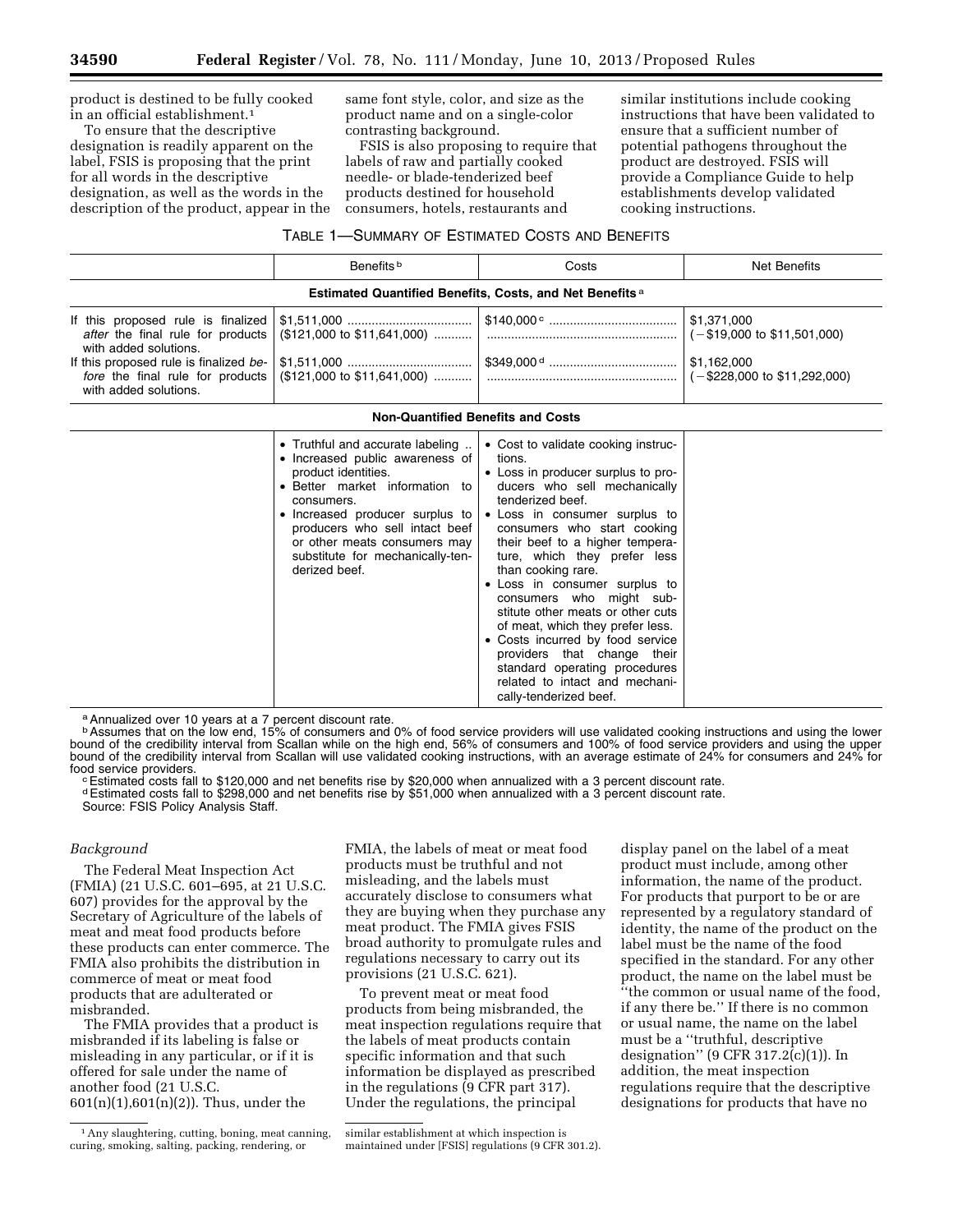product is destined to be fully cooked in an official establishment.[1]

To ensure that the descriptive designation is readily apparent on the label, FSIS is proposing that the print for all words in the descriptive designation, as well as the words in the description of the product, appear in the same font style, color, and size as the product name and on a single-color contrasting background.

FSIS is also proposing to require that labels of raw and partially cooked needle- or blade-tenderized beef products destined for household consumers, hotels, restaurants and similar institutions include cooking instructions that have been validated to ensure that a sufficient number of potential pathogens throughout the product are destroyed. FSIS will provide a Compliance Guide to help establishments develop validated cooking instructions.

TABLE 1—SUMMARY OF ESTIMATED COSTS AND BENEFITS

| | Benefits [b] | Costs | Net Benefits |
|---|---|---|---|
| **Estimated Quantified Benefits, Costs, and Net Benefits [a]** | | | |
| If this proposed rule is finalized *after* the final rule for products with added solutions. | $1,511,000 ($121,000 to $11,641,000) | $140,000 [c] | $1,371,000 (−$19,000 to $11,501,000) |
| If this proposed rule is finalized *before* the final rule for products with added solutions. | $1,511,000 ($121,000 to $11,641,000) | $349,000 [d] | $1,162,000 (−$228,000 to $11,292,000) |
| **Non-Quantified Benefits and Costs** | | | |
| | • Truthful and accurate labeling<br>• Increased public awareness of product identities.<br>• Better market information to consumers.<br>• Increased producer surplus to producers who sell intact beef or other meats consumers may substitute for mechanically-tenderized beef. | • Cost to validate cooking instructions.<br>• Loss in producer surplus to producers who sell mechanically tenderized beef.<br>• Loss in consumer surplus to consumers who start cooking their beef to a higher temperature, which they prefer less than cooking rare.<br>• Loss in consumer surplus to consumers who might substitute other meats or other cuts of meat, which they prefer less.<br>• Costs incurred by food service providers that change their standard operating procedures related to intact and mechanically-tenderized beef. | |

[a] Annualized over 10 years at a 7 percent discount rate.

[b] Assumes that on the low end, 15% of consumers and 0% of food service providers will use validated cooking instructions and using the lower bound of the credibility interval from Scallan while on the high end, 56% of consumers and 100% of food service providers and using the upper bound of the credibility interval from Scallan will use validated cooking instructions, with an average estimate of 24% for consumers and 24% for food service providers.

[c] Estimated costs fall to $120,000 and net benefits rise by $20,000 when annualized with a 3 percent discount rate.

[d] Estimated costs fall to $298,000 and net benefits rise by $51,000 when annualized with a 3 percent discount rate.

Source: FSIS Policy Analysis Staff.

*Background*

The Federal Meat Inspection Act (FMIA) (21 U.S.C. 601–695, at 21 U.S.C. 607) provides for the approval by the Secretary of Agriculture of the labels of meat and meat food products before these products can enter commerce. The FMIA also prohibits the distribution in commerce of meat or meat food products that are adulterated or misbranded.

The FMIA provides that a product is misbranded if its labeling is false or misleading in any particular, or if it is offered for sale under the name of another food (21 U.S.C. 601(n)(1),601(n)(2)). Thus, under the FMIA, the labels of meat or meat food products must be truthful and not misleading, and the labels must accurately disclose to consumers what they are buying when they purchase any meat product. The FMIA gives FSIS broad authority to promulgate rules and regulations necessary to carry out its provisions (21 U.S.C. 621).

To prevent meat or meat food products from being misbranded, the meat inspection regulations require that the labels of meat products contain specific information and that such information be displayed as prescribed in the regulations (9 CFR part 317). Under the regulations, the principal display panel on the label of a meat product must include, among other information, the name of the product. For products that purport to be or are represented by a regulatory standard of identity, the name of the product on the label must be the name of the food specified in the standard. For any other product, the name on the label must be ''the common or usual name of the food, if any there be.'' If there is no common or usual name, the name on the label must be a ''truthful, descriptive designation'' (9 CFR 317.2(c)(1)). In addition, the meat inspection regulations require that the descriptive designations for products that have no

[1] Any slaughtering, cutting, boning, meat canning, curing, smoking, salting, packing, rendering, or similar establishment at which inspection is maintained under [FSIS] regulations (9 CFR 301.2).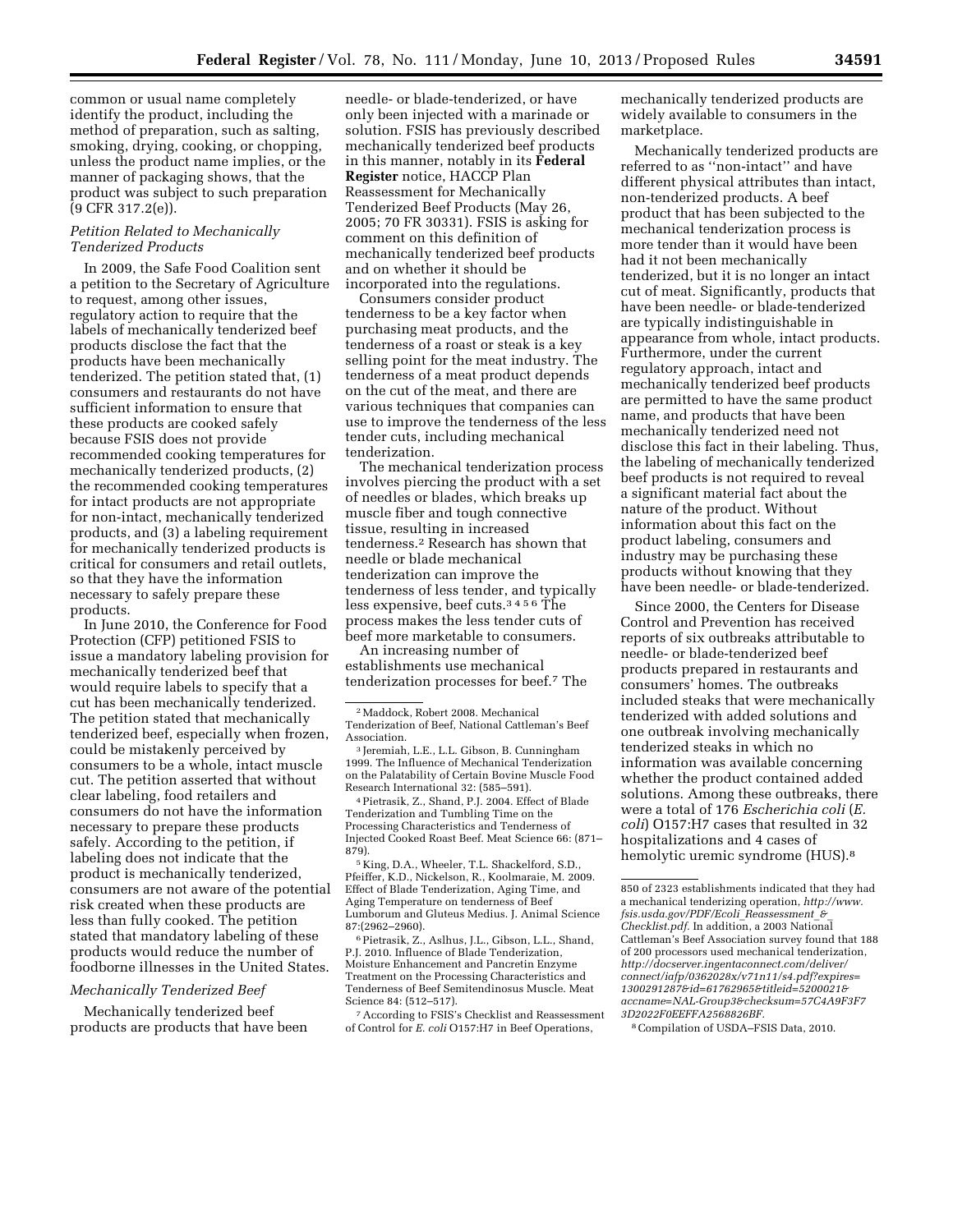common or usual name completely identify the product, including the method of preparation, such as salting, smoking, drying, cooking, or chopping, unless the product name implies, or the manner of packaging shows, that the product was subject to such preparation (9 CFR 317.2(e)).

### *Petition Related to Mechanically Tenderized Products*

In 2009, the Safe Food Coalition sent a petition to the Secretary of Agriculture to request, among other issues, regulatory action to require that the labels of mechanically tenderized beef products disclose the fact that the products have been mechanically tenderized. The petition stated that, (1) consumers and restaurants do not have sufficient information to ensure that these products are cooked safely because FSIS does not provide recommended cooking temperatures for mechanically tenderized products, (2) the recommended cooking temperatures for intact products are not appropriate for non-intact, mechanically tenderized products, and (3) a labeling requirement for mechanically tenderized products is critical for consumers and retail outlets, so that they have the information necessary to safely prepare these products.

In June 2010, the Conference for Food Protection (CFP) petitioned FSIS to issue a mandatory labeling provision for mechanically tenderized beef that would require labels to specify that a cut has been mechanically tenderized. The petition stated that mechanically tenderized beef, especially when frozen, could be mistakenly perceived by consumers to be a whole, intact muscle cut. The petition asserted that without clear labeling, food retailers and consumers do not have the information necessary to prepare these products safely. According to the petition, if labeling does not indicate that the product is mechanically tenderized, consumers are not aware of the potential risk created when these products are less than fully cooked. The petition stated that mandatory labeling of these products would reduce the number of foodborne illnesses in the United States.

### *Mechanically Tenderized Beef*

Mechanically tenderized beef products are products that have been needle- or blade-tenderized, or have only been injected with a marinade or solution. FSIS has previously described mechanically tenderized beef products in this manner, notably in its **Federal Register** notice, HACCP Plan Reassessment for Mechanically Tenderized Beef Products (May 26, 2005; 70 FR 30331). FSIS is asking for comment on this definition of mechanically tenderized beef products and on whether it should be incorporated into the regulations.

Consumers consider product tenderness to be a key factor when purchasing meat products, and the tenderness of a roast or steak is a key selling point for the meat industry. The tenderness of a meat product depends on the cut of the meat, and there are various techniques that companies can use to improve the tenderness of the less tender cuts, including mechanical tenderization.

The mechanical tenderization process involves piercing the product with a set of needles or blades, which breaks up muscle fiber and tough connective tissue, resulting in increased tenderness.[2] Research has shown that needle or blade mechanical tenderization can improve the tenderness of less tender, and typically less expensive, beef cuts.[3 4 5 6] The process makes the less tender cuts of beef more marketable to consumers.

An increasing number of establishments use mechanical tenderization processes for beef.[7] The mechanically tenderized products are widely available to consumers in the marketplace.

Mechanically tenderized products are referred to as ''non-intact'' and have different physical attributes than intact, non-tenderized products. A beef product that has been subjected to the mechanical tenderization process is more tender than it would have been had it not been mechanically tenderized, but it is no longer an intact cut of meat. Significantly, products that have been needle- or blade-tenderized are typically indistinguishable in appearance from whole, intact products. Furthermore, under the current regulatory approach, intact and mechanically tenderized beef products are permitted to have the same product name, and products that have been mechanically tenderized need not disclose this fact in their labeling. Thus, the labeling of mechanically tenderized beef products is not required to reveal a significant material fact about the nature of the product. Without information about this fact on the product labeling, consumers and industry may be purchasing these products without knowing that they have been needle- or blade-tenderized.

Since 2000, the Centers for Disease Control and Prevention has received reports of six outbreaks attributable to needle- or blade-tenderized beef products prepared in restaurants and consumers' homes. The outbreaks included steaks that were mechanically tenderized with added solutions and one outbreak involving mechanically tenderized steaks in which no information was available concerning whether the product contained added solutions. Among these outbreaks, there were a total of 176 *Escherichia coli* (*E. coli*) O157:H7 cases that resulted in 32 hospitalizations and 4 cases of hemolytic uremic syndrome (HUS).[8]

---

[2] Maddock, Robert 2008. Mechanical Tenderization of Beef, National Cattleman's Beef Association.

[3] Jeremiah, L.E., L.L. Gibson, B. Cunningham 1999. The Influence of Mechanical Tenderization on the Palatability of Certain Bovine Muscle Food Research International 32: (585–591).

[4] Pietrasik, Z., Shand, P.J. 2004. Effect of Blade Tenderization and Tumbling Time on the Processing Characteristics and Tenderness of Injected Cooked Roast Beef. Meat Science 66: (871–879).

[5] King, D.A., Wheeler, T.L. Shackelford, S.D., Pfeiffer, K.D., Nickelson, R., Koolmaraie, M. 2009. Effect of Blade Tenderization, Aging Time, and Aging Temperature on tenderness of Beef Lumborum and Gluteus Medius. J. Animal Science 87:(2962–2960).

[6] Pietrasik, Z., Aslhus, J.L., Gibson, L.L., Shand, P.J. 2010. Influence of Blade Tenderization, Moisture Enhancement and Pancretin Enzyme Treatment on the Processing Characteristics and Tenderness of Beef Semitendinosus Muscle. Meat Science 84: (512–517).

[7] According to FSIS's Checklist and Reassessment of Control for *E. coli* O157:H7 in Beef Operations, 850 of 2323 establishments indicated that they had a mechanical tenderizing operation, *http://www.fsis.usda.gov/PDF/Ecoli_Reassessment_&_Checklist.pdf*. In addition, a 2003 National Cattleman's Beef Association survey found that 188 of 200 processors used mechanical tenderization, *http://docserver.ingentaconnect.com/deliver/connect/iafp/0362028x/v71n11/s4.pdf?expires=1300291287&id=61762965&titleid=5200021&accname=NAL-Group3&checksum=57C4A9F3F73D2022F0EEFFA2568826BF*.

[8] Compilation of USDA–FSIS Data, 2010.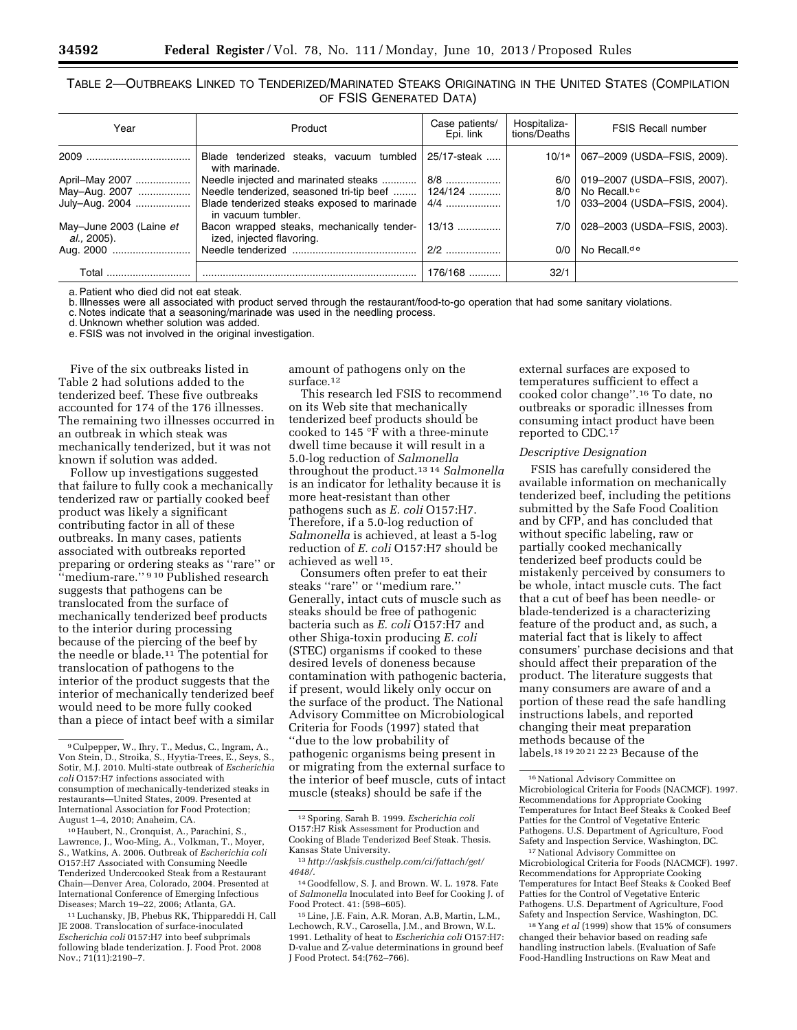TABLE 2—OUTBREAKS LINKED TO TENDERIZED/MARINATED STEAKS ORIGINATING IN THE UNITED STATES (COMPILATION OF FSIS GENERATED DATA)

| Year | Product | Case patients/ Epi. link | Hospitalizations/Deaths | FSIS Recall number |
|---|---|---|---|---|
| 2009 | Blade tenderized steaks, vacuum tumbled with marinade. | 25/17-steak | 10/1[a] | 067–2009 (USDA–FSIS, 2009). |
| April–May 2007 | Needle injected and marinated steaks | 8/8 | 6/0 | 019–2007 (USDA–FSIS, 2007). |
| May–Aug. 2007 | Needle tenderized, seasoned tri-tip beef | 124/124 | 8/0 | No Recall.[b c] |
| July–Aug. 2004 | Blade tenderized steaks exposed to marinade in vacuum tumbler. | 4/4 | 1/0 | 033–2004 (USDA–FSIS, 2004). |
| May–June 2003 (Laine *et al.,* 2005). | Bacon wrapped steaks, mechanically tenderized, injected flavoring. | 13/13 | 7/0 | 028–2003 (USDA–FSIS, 2003). |
| Aug. 2000 | Needle tenderized | 2/2 | 0/0 | No Recall.[d e] |
| Total | | 176/168 | 32/1 | |

a. Patient who died did not eat steak.
b. Illnesses were all associated with product served through the restaurant/food-to-go operation that had some sanitary violations.
c. Notes indicate that a seasoning/marinade was used in the needling process.
d. Unknown whether solution was added.
e. FSIS was not involved in the original investigation.

Five of the six outbreaks listed in Table 2 had solutions added to the tenderized beef. These five outbreaks accounted for 174 of the 176 illnesses. The remaining two illnesses occurred in an outbreak in which steak was mechanically tenderized, but it was not known if solution was added.

Follow up investigations suggested that failure to fully cook a mechanically tenderized raw or partially cooked beef product was likely a significant contributing factor in all of these outbreaks. In many cases, patients associated with outbreaks reported preparing or ordering steaks as ''rare'' or ''medium-rare.''[9 10] Published research suggests that pathogens can be translocated from the surface of mechanically tenderized beef products to the interior during processing because of the piercing of the beef by the needle or blade.[11] The potential for translocation of pathogens to the interior of the product suggests that the interior of mechanically tenderized beef would need to be more fully cooked than a piece of intact beef with a similar amount of pathogens only on the surface.[12]

This research led FSIS to recommend on its Web site that mechanically tenderized beef products should be cooked to 145 °F with a three-minute dwell time because it will result in a 5.0-log reduction of *Salmonella* throughout the product.[13 14] *Salmonella* is an indicator for lethality because it is more heat-resistant than other pathogens such as *E. coli* O157:H7. Therefore, if a 5.0-log reduction of *Salmonella* is achieved, at least a 5-log reduction of *E. coli* O157:H7 should be achieved as well[15].

Consumers often prefer to eat their steaks ''rare'' or ''medium rare.'' Generally, intact cuts of muscle such as steaks should be free of pathogenic bacteria such as *E. coli* O157:H7 and other Shiga-toxin producing *E. coli* (STEC) organisms if cooked to these desired levels of doneness because contamination with pathogenic bacteria, if present, would likely only occur on the surface of the product. The National Advisory Committee on Microbiological Criteria for Foods (1997) stated that ''due to the low probability of pathogenic organisms being present in or migrating from the external surface to the interior of beef muscle, cuts of intact muscle (steaks) should be safe if the external surfaces are exposed to temperatures sufficient to effect a cooked color change''.[16] To date, no outbreaks or sporadic illnesses from consuming intact product have been reported to CDC.[17]

*Descriptive Designation*

FSIS has carefully considered the available information on mechanically tenderized beef, including the petitions submitted by the Safe Food Coalition and by CFP, and has concluded that without specific labeling, raw or partially cooked mechanically tenderized beef products could be mistakenly perceived by consumers to be whole, intact muscle cuts. The fact that a cut of beef has been needle- or blade-tenderized is a characterizing feature of the product and, as such, a material fact that is likely to affect consumers' purchase decisions and that should affect their preparation of the product. The literature suggests that many consumers are aware of and a portion of these read the safe handling instructions labels, and reported changing their meat preparation methods because of the labels.[18 19 20 21 22 23] Because of the

[9] Culpepper, W., Ihry, T., Medus, C., Ingram, A., Von Stein, D., Stroika, S., Hyytia-Trees, E., Seys, S., Sotir, M.J. 2010. Multi-state outbreak of *Escherichia coli* O157:H7 infections associated with consumption of mechanically-tenderized steaks in restaurants—United States, 2009. Presented at International Association for Food Protection; August 1–4, 2010; Anaheim, CA.

[10] Haubert, N., Cronquist, A., Parachini, S., Lawrence, J., Woo-Ming, A., Volkman, T., Moyer, S., Watkins, A. 2006. Outbreak of *Escherichia coli* O157:H7 Associated with Consuming Needle Tenderized Undercooked Steak from a Restaurant Chain—Denver Area, Colorado, 2004. Presented at International Conference of Emerging Infectious Diseases; March 19–22, 2006; Atlanta, GA.

[11] Luchansky, JB, Phebus RK, Thippareddi H, Call JE 2008. Translocation of surface-inoculated *Escherichia coli* 0157:H7 into beef subprimals following blade tenderization. J. Food Prot. 2008 Nov.; 71(11):2190–7.

[12] Sporing, Sarah B. 1999. *Escherichia coli* O157:H7 Risk Assessment for Production and Cooking of Blade Tenderized Beef Steak. Thesis. Kansas State University.

[13] *http://askfsis.custhelp.com/ci/fattach/get/4648/.*

[14] Goodfellow, S. J. and Brown. W. L. 1978. Fate of *Salmonella* Inoculated into Beef for Cooking J. of Food Protect. 41: (598–605).

[15] Line, J.E. Fain, A.R. Moran, A.B, Martin, L.M., Lechowch, R.V., Carosella, J.M., and Brown, W.L. 1991. Lethality of heat to *Escherichia coli* O157:H7: D-value and Z-value determinations in ground beef J Food Protect. 54:(762–766).

[16] National Advisory Committee on Microbiological Criteria for Foods (NACMCF). 1997. Recommendations for Appropriate Cooking Temperatures for Intact Beef Steaks & Cooked Beef Patties for the Control of Vegetative Enteric Pathogens. U.S. Department of Agriculture, Food Safety and Inspection Service, Washington, DC.

[17] National Advisory Committee on Microbiological Criteria for Foods (NACMCF). 1997. Recommendations for Appropriate Cooking Temperatures for Intact Beef Steaks & Cooked Beef Patties for the Control of Vegetative Enteric Pathogens. U.S. Department of Agriculture, Food Safety and Inspection Service, Washington, DC.

[18] Yang *et al* (1999) show that 15% of consumers changed their behavior based on reading safe handling instruction labels. (Evaluation of Safe Food-Handling Instructions on Raw Meat and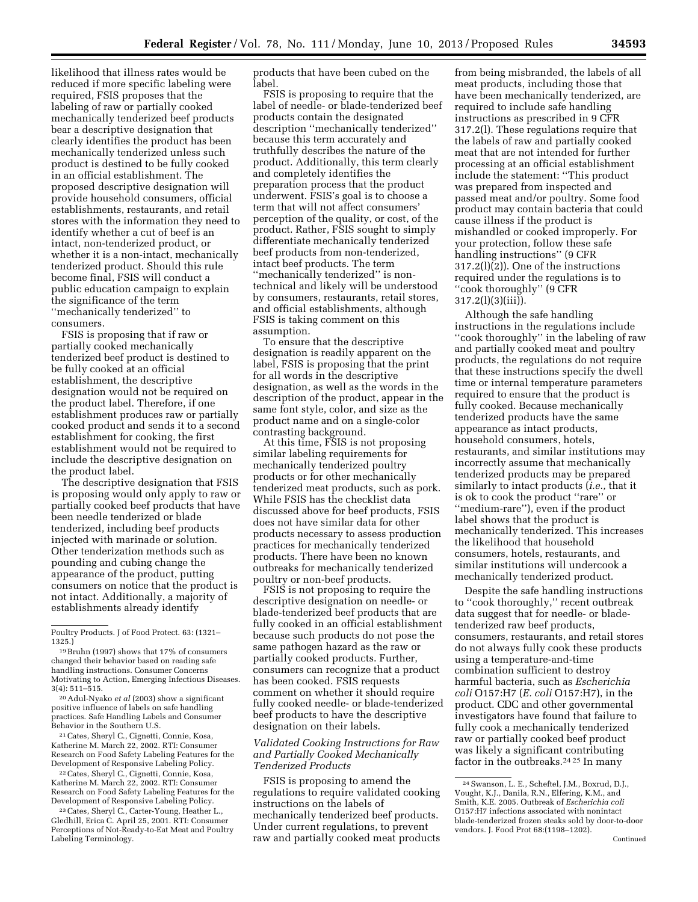likelihood that illness rates would be reduced if more specific labeling were required, FSIS proposes that the labeling of raw or partially cooked mechanically tenderized beef products bear a descriptive designation that clearly identifies the product has been mechanically tenderized unless such product is destined to be fully cooked in an official establishment. The proposed descriptive designation will provide household consumers, official establishments, restaurants, and retail stores with the information they need to identify whether a cut of beef is an intact, non-tenderized product, or whether it is a non-intact, mechanically tenderized product. Should this rule become final, FSIS will conduct a public education campaign to explain the significance of the term ''mechanically tenderized'' to consumers.

FSIS is proposing that if raw or partially cooked mechanically tenderized beef product is destined to be fully cooked at an official establishment, the descriptive designation would not be required on the product label. Therefore, if one establishment produces raw or partially cooked product and sends it to a second establishment for cooking, the first establishment would not be required to include the descriptive designation on the product label.

The descriptive designation that FSIS is proposing would only apply to raw or partially cooked beef products that have been needle tenderized or blade tenderized, including beef products injected with marinade or solution. Other tenderization methods such as pounding and cubing change the appearance of the product, putting consumers on notice that the product is not intact. Additionally, a majority of establishments already identify products that have been cubed on the label.

FSIS is proposing to require that the label of needle- or blade-tenderized beef products contain the designated description ''mechanically tenderized'' because this term accurately and truthfully describes the nature of the product. Additionally, this term clearly and completely identifies the preparation process that the product underwent. FSIS's goal is to choose a term that will not affect consumers' perception of the quality, or cost, of the product. Rather, FSIS sought to simply differentiate mechanically tenderized beef products from non-tenderized, intact beef products. The term ''mechanically tenderized'' is non-technical and likely will be understood by consumers, restaurants, retail stores, and official establishments, although FSIS is taking comment on this assumption.

To ensure that the descriptive designation is readily apparent on the label, FSIS is proposing that the print for all words in the descriptive designation, as well as the words in the description of the product, appear in the same font style, color, and size as the product name and on a single-color contrasting background.

At this time, FSIS is not proposing similar labeling requirements for mechanically tenderized poultry products or for other mechanically tenderized meat products, such as pork. While FSIS has the checklist data discussed above for beef products, FSIS does not have similar data for other products necessary to assess production practices for mechanically tenderized products. There have been no known outbreaks for mechanically tenderized poultry or non-beef products.

FSIS is not proposing to require the descriptive designation on needle- or blade-tenderized beef products that are fully cooked in an official establishment because such products do not pose the same pathogen hazard as the raw or partially cooked products. Further, consumers can recognize that a product has been cooked. FSIS requests comment on whether it should require fully cooked needle- or blade-tenderized beef products to have the descriptive designation on their labels.

### *Validated Cooking Instructions for Raw and Partially Cooked Mechanically Tenderized Products*

FSIS is proposing to amend the regulations to require validated cooking instructions on the labels of mechanically tenderized beef products. Under current regulations, to prevent raw and partially cooked meat products from being misbranded, the labels of all meat products, including those that have been mechanically tenderized, are required to include safe handling instructions as prescribed in 9 CFR 317.2(l). These regulations require that the labels of raw and partially cooked meat that are not intended for further processing at an official establishment include the statement: ''This product was prepared from inspected and passed meat and/or poultry. Some food product may contain bacteria that could cause illness if the product is mishandled or cooked improperly. For your protection, follow these safe handling instructions'' (9 CFR 317.2(l)(2)). One of the instructions required under the regulations is to ''cook thoroughly'' (9 CFR 317.2(l)(3)(iii)).

Although the safe handling instructions in the regulations include ''cook thoroughly'' in the labeling of raw and partially cooked meat and poultry products, the regulations do not require that these instructions specify the dwell time or internal temperature parameters required to ensure that the product is fully cooked. Because mechanically tenderized products have the same appearance as intact products, household consumers, hotels, restaurants, and similar institutions may incorrectly assume that mechanically tenderized products may be prepared similarly to intact products (*i.e.,* that it is ok to cook the product ''rare'' or ''medium-rare''), even if the product label shows that the product is mechanically tenderized. This increases the likelihood that household consumers, hotels, restaurants, and similar institutions will undercook a mechanically tenderized product.

Despite the safe handling instructions to ''cook thoroughly,'' recent outbreak data suggest that for needle- or blade-tenderized raw beef products, consumers, restaurants, and retail stores do not always fully cook these products using a temperature-and-time combination sufficient to destroy harmful bacteria, such as *Escherichia coli* O157:H7 (*E. coli* O157:H7), in the product. CDC and other governmental investigators have found that failure to fully cook a mechanically tenderized raw or partially cooked beef product was likely a significant contributing factor in the outbreaks.[24] [25] In many

---

Poultry Products. J of Food Protect. 63: (1321–1325.)

[19] Bruhn (1997) shows that 17% of consumers changed their behavior based on reading safe handling instructions. Consumer Concerns Motivating to Action, Emerging Infectious Diseases. 3(4): 511–515.

[20] Adul-Nyako *et al* (2003) show a significant positive influence of labels on safe handling practices. Safe Handling Labels and Consumer Behavior in the Southern U.S.

[21] Cates, Sheryl C., Cignetti, Connie, Kosa, Katherine M. March 22, 2002. RTI: Consumer Research on Food Safety Labeling Features for the Development of Responsive Labeling Policy.

[22] Cates, Sheryl C., Cignetti, Connie, Kosa, Katherine M. March 22, 2002. RTI: Consumer Research on Food Safety Labeling Features for the Development of Responsive Labeling Policy.

[23] Cates, Sheryl C., Carter-Young, Heather L., Gledhill, Erica C. April 25, 2001. RTI: Consumer Perceptions of Not-Ready-to-Eat Meat and Poultry Labeling Terminology.

[24] Swanson, L. E., Scheftel, J.M., Boxrud, D.J., Vought, K.J., Danila, R.N., Elfering, K.M., and Smith, K.E. 2005. Outbreak of *Escherichia coli* O157:H7 infections associated with nonintact blade-tenderized frozen steaks sold by door-to-door vendors. J. Food Prot 68:(1198–1202).

Continued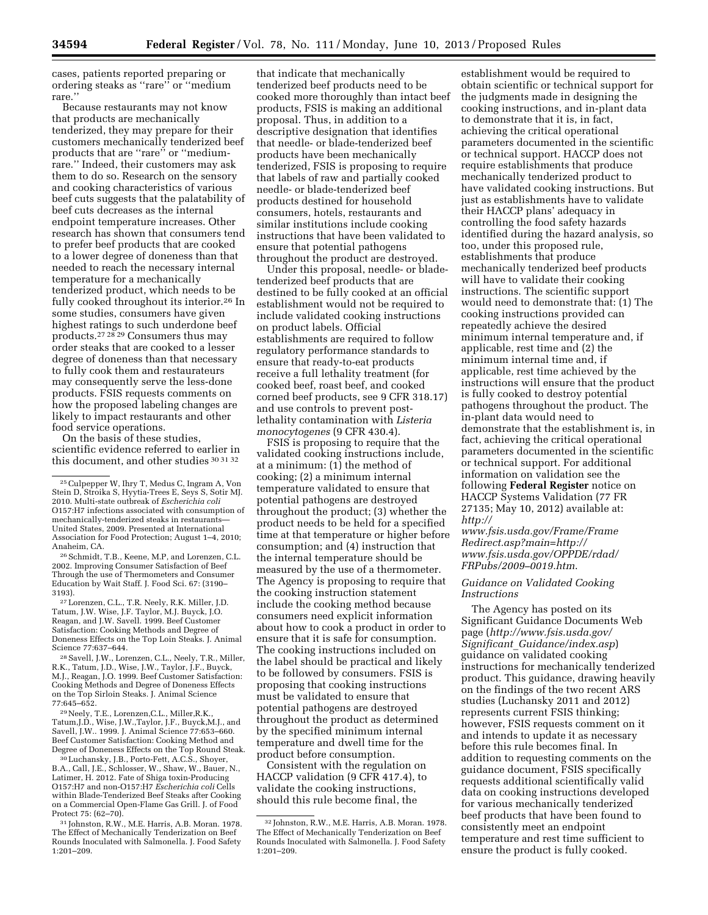cases, patients reported preparing or ordering steaks as ''rare'' or ''medium rare.''

Because restaurants may not know that products are mechanically tenderized, they may prepare for their customers mechanically tenderized beef products that are ''rare'' or ''medium-rare.'' Indeed, their customers may ask them to do so. Research on the sensory and cooking characteristics of various beef cuts suggests that the palatability of beef cuts decreases as the internal endpoint temperature increases. Other research has shown that consumers tend to prefer beef products that are cooked to a lower degree of doneness than that needed to reach the necessary internal temperature for a mechanically tenderized product, which needs to be fully cooked throughout its interior.[26] In some studies, consumers have given highest ratings to such underdone beef products.[27 28 29] Consumers thus may order steaks that are cooked to a lesser degree of doneness than that necessary to fully cook them and restaurateurs may consequently serve the less-done products. FSIS requests comments on how the proposed labeling changes are likely to impact restaurants and other food service operations.

On the basis of these studies, scientific evidence referred to earlier in this document, and other studies [30 31 32] that indicate that mechanically tenderized beef products need to be cooked more thoroughly than intact beef products, FSIS is making an additional proposal. Thus, in addition to a descriptive designation that identifies that needle- or blade-tenderized beef products have been mechanically tenderized, FSIS is proposing to require that labels of raw and partially cooked needle- or blade-tenderized beef products destined for household consumers, hotels, restaurants and similar institutions include cooking instructions that have been validated to ensure that potential pathogens throughout the product are destroyed.

Under this proposal, needle- or blade-tenderized beef products that are destined to be fully cooked at an official establishment would not be required to include validated cooking instructions on product labels. Official establishments are required to follow regulatory performance standards to ensure that ready-to-eat products receive a full lethality treatment (for cooked beef, roast beef, and cooked corned beef products, see 9 CFR 318.17) and use controls to prevent post-lethality contamination with *Listeria monocytogenes* (9 CFR 430.4).

FSIS is proposing to require that the validated cooking instructions include, at a minimum: (1) the method of cooking; (2) a minimum internal temperature validated to ensure that potential pathogens are destroyed throughout the product; (3) whether the product needs to be held for a specified time at that temperature or higher before consumption; and (4) instruction that the internal temperature should be measured by the use of a thermometer. The Agency is proposing to require that the cooking instruction statement include the cooking method because consumers need explicit information about how to cook a product in order to ensure that it is safe for consumption. The cooking instructions included on the label should be practical and likely to be followed by consumers. FSIS is proposing that cooking instructions must be validated to ensure that potential pathogens are destroyed throughout the product as determined by the specified minimum internal temperature and dwell time for the product before consumption.

Consistent with the regulation on HACCP validation (9 CFR 417.4), to validate the cooking instructions, should this rule become final, the establishment would be required to obtain scientific or technical support for the judgments made in designing the cooking instructions, and in-plant data to demonstrate that it is, in fact, achieving the critical operational parameters documented in the scientific or technical support. HACCP does not require establishments that produce mechanically tenderized product to have validated cooking instructions. But just as establishments have to validate their HACCP plans' adequacy in controlling the food safety hazards identified during the hazard analysis, so too, under this proposed rule, establishments that produce mechanically tenderized beef products will have to validate their cooking instructions. The scientific support would need to demonstrate that: (1) The cooking instructions provided can repeatedly achieve the desired minimum internal temperature and, if applicable, rest time and (2) the minimum internal time and, if applicable, rest time achieved by the instructions will ensure that the product is fully cooked to destroy potential pathogens throughout the product. The in-plant data would need to demonstrate that the establishment is, in fact, achieving the critical operational parameters documented in the scientific or technical support. For additional information on validation see the following **Federal Register** notice on HACCP Systems Validation (77 FR 27135; May 10, 2012) available at: *http://www.fsis.usda.gov/Frame/FrameRedirect.asp?main=http://www.fsis.usda.gov/OPPDE/rdad/FRPubs/2009–0019.htm*.

### *Guidance on Validated Cooking Instructions*

The Agency has posted on its Significant Guidance Documents Web page (*http://www.fsis.usda.gov/Significant_Guidance/index.asp*) guidance on validated cooking instructions for mechanically tenderized product. This guidance, drawing heavily on the findings of the two recent ARS studies (Luchansky 2011 and 2012) represents current FSIS thinking; however, FSIS requests comment on it and intends to update it as necessary before this rule becomes final. In addition to requesting comments on the guidance document, FSIS specifically requests additional scientifically valid data on cooking instructions developed for various mechanically tenderized beef products that have been found to consistently meet an endpoint temperature and rest time sufficient to ensure the product is fully cooked.

---

[25] Culpepper W, Ihry T, Medus C, Ingram A, Von Stein D, Stroika S, Hyytia-Trees E, Seys S, Sotir MJ. 2010. Multi-state outbreak of *Escherichia coli* O157:H7 infections associated with consumption of mechanically-tenderized steaks in restaurants—United States, 2009. Presented at International Association for Food Protection; August 1–4, 2010; Anaheim, CA.

[26] Schmidt, T.B., Keene, M.P, and Lorenzen, C.L. 2002. Improving Consumer Satisfaction of Beef Through the use of Thermometers and Consumer Education by Wait Staff. J. Food Sci. 67: (3190–3193).

[27] Lorenzen, C.L., T.R. Neely, R.K. Miller, J.D. Tatum, J.W. Wise, J.F. Taylor, M.J. Buyck, J.O. Reagan, and J.W. Savell. 1999. Beef Customer Satisfaction: Cooking Methods and Degree of Doneness Effects on the Top Loin Steaks. J. Animal Science 77:637–644.

[28] Savell, J.W., Lorenzen, C.L., Neely, T.R., Miller, R.K., Tatum, J.D., Wise, J.W., Taylor, J.F., Buyck, M.J., Reagan, J.O. 1999. Beef Customer Satisfaction: Cooking Methods and Degree of Doneness Effects on the Top Sirloin Steaks. J. Animal Science 77:645–652.

[29] Neely, T.E., Lorenzen,C.L., Miller,R.K., Tatum,J.D., Wise, J.W.,Taylor, J.F., Buyck,M.J., and Savell, J.W.. 1999. J. Animal Science 77:653–660. Beef Customer Satisfaction: Cooking Method and Degree of Doneness Effects on the Top Round Steak.

[30] Luchansky, J.B., Porto-Fett, A.C.S., Shoyer, B.A., Call, J.E., Schlosser, W., Shaw, W., Bauer, N., Latimer, H. 2012. Fate of Shiga toxin-Producing O157:H7 and non-O157:H7 *Escherichia coli* Cells within Blade-Tenderized Beef Steaks after Cooking on a Commercial Open-Flame Gas Grill. J. of Food Protect 75: (62–70).

[31] Johnston, R.W., M.E. Harris, A.B. Moran. 1978. The Effect of Mechanically Tenderization on Beef Rounds Inoculated with Salmonella. J. Food Safety 1:201–209.

[32] Johnston, R.W., M.E. Harris, A.B. Moran. 1978. The Effect of Mechanically Tenderization on Beef Rounds Inoculated with Salmonella. J. Food Safety 1:201–209.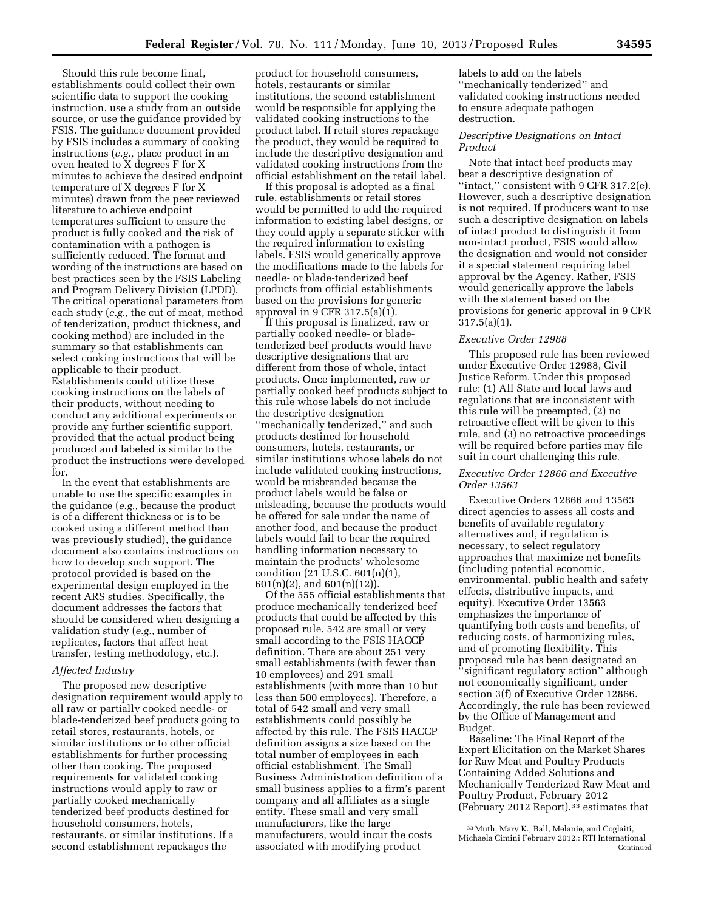Should this rule become final, establishments could collect their own scientific data to support the cooking instruction, use a study from an outside source, or use the guidance provided by FSIS. The guidance document provided by FSIS includes a summary of cooking instructions (*e.g.,* place product in an oven heated to X degrees F for X minutes to achieve the desired endpoint temperature of X degrees F for X minutes) drawn from the peer reviewed literature to achieve endpoint temperatures sufficient to ensure the product is fully cooked and the risk of contamination with a pathogen is sufficiently reduced. The format and wording of the instructions are based on best practices seen by the FSIS Labeling and Program Delivery Division (LPDD). The critical operational parameters from each study (*e.g.,* the cut of meat, method of tenderization, product thickness, and cooking method) are included in the summary so that establishments can select cooking instructions that will be applicable to their product. Establishments could utilize these cooking instructions on the labels of their products, without needing to conduct any additional experiments or provide any further scientific support, provided that the actual product being produced and labeled is similar to the product the instructions were developed for.

In the event that establishments are unable to use the specific examples in the guidance (*e.g.,* because the product is of a different thickness or is to be cooked using a different method than was previously studied), the guidance document also contains instructions on how to develop such support. The protocol provided is based on the experimental design employed in the recent ARS studies. Specifically, the document addresses the factors that should be considered when designing a validation study (*e.g.,* number of replicates, factors that affect heat transfer, testing methodology, etc.).

*Affected Industry*

The proposed new descriptive designation requirement would apply to all raw or partially cooked needle- or blade-tenderized beef products going to retail stores, restaurants, hotels, or similar institutions or to other official establishments for further processing other than cooking. The proposed requirements for validated cooking instructions would apply to raw or partially cooked mechanically tenderized beef products destined for household consumers, hotels, restaurants, or similar institutions. If a second establishment repackages the product for household consumers, hotels, restaurants or similar institutions, the second establishment would be responsible for applying the validated cooking instructions to the product label. If retail stores repackage the product, they would be required to include the descriptive designation and validated cooking instructions from the official establishment on the retail label.

If this proposal is adopted as a final rule, establishments or retail stores would be permitted to add the required information to existing label designs, or they could apply a separate sticker with the required information to existing labels. FSIS would generically approve the modifications made to the labels for needle- or blade-tenderized beef products from official establishments based on the provisions for generic approval in 9 CFR 317.5(a)(1).

If this proposal is finalized, raw or partially cooked needle- or blade-tenderized beef products would have descriptive designations that are different from those of whole, intact products. Once implemented, raw or partially cooked beef products subject to this rule whose labels do not include the descriptive designation ''mechanically tenderized,'' and such products destined for household consumers, hotels, restaurants, or similar institutions whose labels do not include validated cooking instructions, would be misbranded because the product labels would be false or misleading, because the products would be offered for sale under the name of another food, and because the product labels would fail to bear the required handling information necessary to maintain the products' wholesome condition (21 U.S.C. 601(n)(1), 601(n)(2), and 601(n)(12)).

Of the 555 official establishments that produce mechanically tenderized beef products that could be affected by this proposed rule, 542 are small or very small according to the FSIS HACCP definition. There are about 251 very small establishments (with fewer than 10 employees) and 291 small establishments (with more than 10 but less than 500 employees). Therefore, a total of 542 small and very small establishments could possibly be affected by this rule. The FSIS HACCP definition assigns a size based on the total number of employees in each official establishment. The Small Business Administration definition of a small business applies to a firm's parent company and all affiliates as a single entity. These small and very small manufacturers, like the large manufacturers, would incur the costs associated with modifying product labels to add on the labels ''mechanically tenderized'' and validated cooking instructions needed to ensure adequate pathogen destruction.

*Descriptive Designations on Intact Product*

Note that intact beef products may bear a descriptive designation of ''intact,'' consistent with 9 CFR 317.2(e). However, such a descriptive designation is not required. If producers want to use such a descriptive designation on labels of intact product to distinguish it from non-intact product, FSIS would allow the designation and would not consider it a special statement requiring label approval by the Agency. Rather, FSIS would generically approve the labels with the statement based on the provisions for generic approval in 9 CFR 317.5(a)(1).

*Executive Order 12988*

This proposed rule has been reviewed under Executive Order 12988, Civil Justice Reform. Under this proposed rule: (1) All State and local laws and regulations that are inconsistent with this rule will be preempted, (2) no retroactive effect will be given to this rule, and (3) no retroactive proceedings will be required before parties may file suit in court challenging this rule.

*Executive Order 12866 and Executive Order 13563*

Executive Orders 12866 and 13563 direct agencies to assess all costs and benefits of available regulatory alternatives and, if regulation is necessary, to select regulatory approaches that maximize net benefits (including potential economic, environmental, public health and safety effects, distributive impacts, and equity). Executive Order 13563 emphasizes the importance of quantifying both costs and benefits, of reducing costs, of harmonizing rules, and of promoting flexibility. This proposed rule has been designated an ''significant regulatory action'' although not economically significant, under section 3(f) of Executive Order 12866. Accordingly, the rule has been reviewed by the Office of Management and Budget.

Baseline: The Final Report of the Expert Elicitation on the Market Shares for Raw Meat and Poultry Products Containing Added Solutions and Mechanically Tenderized Raw Meat and Poultry Product, February 2012 (February 2012 Report),[33] estimates that

[33] Muth, Mary K., Ball, Melanie, and Coglaiti, Michaela Cimini February 2012.: RTI International Continued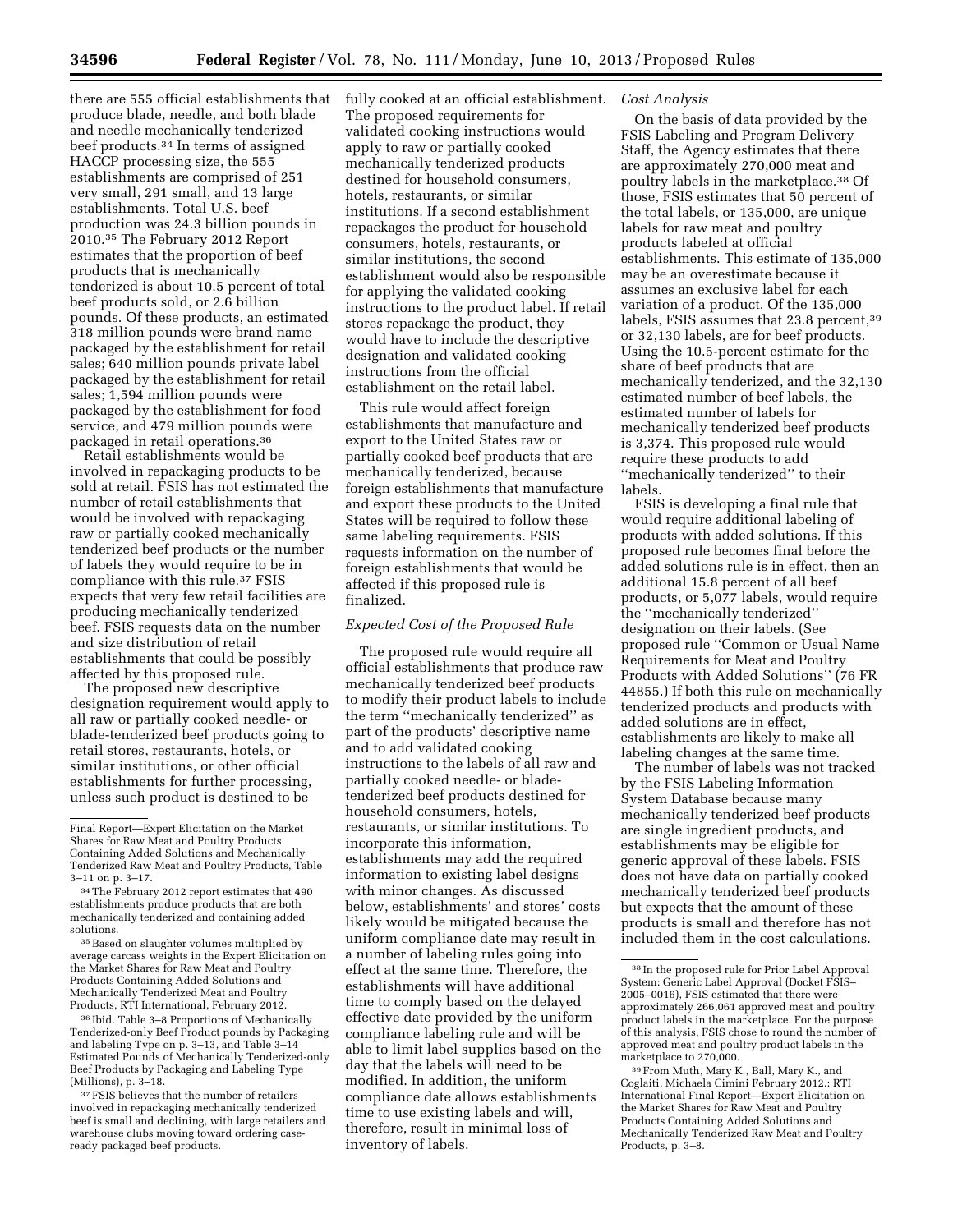there are 555 official establishments that produce blade, needle, and both blade and needle mechanically tenderized beef products.[34] In terms of assigned HACCP processing size, the 555 establishments are comprised of 251 very small, 291 small, and 13 large establishments. Total U.S. beef production was 24.3 billion pounds in 2010.[35] The February 2012 Report estimates that the proportion of beef products that is mechanically tenderized is about 10.5 percent of total beef products sold, or 2.6 billion pounds. Of these products, an estimated 318 million pounds were brand name packaged by the establishment for retail sales; 640 million pounds private label packaged by the establishment for retail sales; 1,594 million pounds were packaged by the establishment for food service, and 479 million pounds were packaged in retail operations.[36]

Retail establishments would be involved in repackaging products to be sold at retail. FSIS has not estimated the number of retail establishments that would be involved with repackaging raw or partially cooked mechanically tenderized beef products or the number of labels they would require to be in compliance with this rule.[37] FSIS expects that very few retail facilities are producing mechanically tenderized beef. FSIS requests data on the number and size distribution of retail establishments that could be possibly affected by this proposed rule.

The proposed new descriptive designation requirement would apply to all raw or partially cooked needle- or blade-tenderized beef products going to retail stores, restaurants, hotels, or similar institutions, or other official establishments for further processing, unless such product is destined to be fully cooked at an official establishment. The proposed requirements for validated cooking instructions would apply to raw or partially cooked mechanically tenderized products destined for household consumers, hotels, restaurants, or similar institutions. If a second establishment repackages the product for household consumers, hotels, restaurants, or similar institutions, the second establishment would also be responsible for applying the validated cooking instructions to the product label. If retail stores repackage the product, they would have to include the descriptive designation and validated cooking instructions from the official establishment on the retail label.

This rule would affect foreign establishments that manufacture and export to the United States raw or partially cooked beef products that are mechanically tenderized, because foreign establishments that manufacture and export these products to the United States will be required to follow these same labeling requirements. FSIS requests information on the number of foreign establishments that would be affected if this proposed rule is finalized.

*Expected Cost of the Proposed Rule*

The proposed rule would require all official establishments that produce raw mechanically tenderized beef products to modify their product labels to include the term ''mechanically tenderized'' as part of the products' descriptive name and to add validated cooking instructions to the labels of all raw and partially cooked needle- or blade-tenderized beef products destined for household consumers, hotels, restaurants, or similar institutions. To incorporate this information, establishments may add the required information to existing label designs with minor changes. As discussed below, establishments' and stores' costs likely would be mitigated because the uniform compliance date may result in a number of labeling rules going into effect at the same time. Therefore, the establishments will have additional time to comply based on the delayed effective date provided by the uniform compliance labeling rule and will be able to limit label supplies based on the day that the labels will need to be modified. In addition, the uniform compliance date allows establishments time to use existing labels and will, therefore, result in minimal loss of inventory of labels.

*Cost Analysis*

On the basis of data provided by the FSIS Labeling and Program Delivery Staff, the Agency estimates that there are approximately 270,000 meat and poultry labels in the marketplace.[38] Of those, FSIS estimates that 50 percent of the total labels, or 135,000, are unique labels for raw meat and poultry products labeled at official establishments. This estimate of 135,000 may be an overestimate because it assumes an exclusive label for each variation of a product. Of the 135,000 labels, FSIS assumes that 23.8 percent,[39] or 32,130 labels, are for beef products. Using the 10.5-percent estimate for the share of beef products that are mechanically tenderized, and the 32,130 estimated number of beef labels, the estimated number of labels for mechanically tenderized beef products is 3,374. This proposed rule would require these products to add ''mechanically tenderized'' to their labels.

FSIS is developing a final rule that would require additional labeling of products with added solutions. If this proposed rule becomes final before the added solutions rule is in effect, then an additional 15.8 percent of all beef products, or 5,077 labels, would require the ''mechanically tenderized'' designation on their labels. (See proposed rule ''Common or Usual Name Requirements for Meat and Poultry Products with Added Solutions'' (76 FR 44855.) If both this rule on mechanically tenderized products and products with added solutions are in effect, establishments are likely to make all labeling changes at the same time.

The number of labels was not tracked by the FSIS Labeling Information System Database because many mechanically tenderized beef products are single ingredient products, and establishments may be eligible for generic approval of these labels. FSIS does not have data on partially cooked mechanically tenderized beef products but expects that the amount of these products is small and therefore has not included them in the cost calculations.

---

Final Report—Expert Elicitation on the Market Shares for Raw Meat and Poultry Products Containing Added Solutions and Mechanically Tenderized Raw Meat and Poultry Products, Table 3–11 on p. 3–17.

[34] The February 2012 report estimates that 490 establishments produce products that are both mechanically tenderized and containing added solutions.

[35] Based on slaughter volumes multiplied by average carcass weights in the Expert Elicitation on the Market Shares for Raw Meat and Poultry Products Containing Added Solutions and Mechanically Tenderized Meat and Poultry Products, RTI International, February 2012.

[36] Ibid. Table 3–8 Proportions of Mechanically Tenderized-only Beef Product pounds by Packaging and labeling Type on p. 3–13, and Table 3–14 Estimated Pounds of Mechanically Tenderized-only Beef Products by Packaging and Labeling Type (Millions), p. 3–18.

[37] FSIS believes that the number of retailers involved in repackaging mechanically tenderized beef is small and declining, with large retailers and warehouse clubs moving toward ordering case-ready packaged beef products.

[38] In the proposed rule for Prior Label Approval System: Generic Label Approval (Docket FSIS–2005–0016), FSIS estimated that there were approximately 266,061 approved meat and poultry product labels in the marketplace. For the purpose of this analysis, FSIS chose to round the number of approved meat and poultry product labels in the marketplace to 270,000.

[39] From Muth, Mary K., Ball, Mary K., and Coglaiti, Michaela Cimini February 2012.: RTI International Final Report—Expert Elicitation on the Market Shares for Raw Meat and Poultry Products Containing Added Solutions and Mechanically Tenderized Raw Meat and Poultry Products, p. 3–8.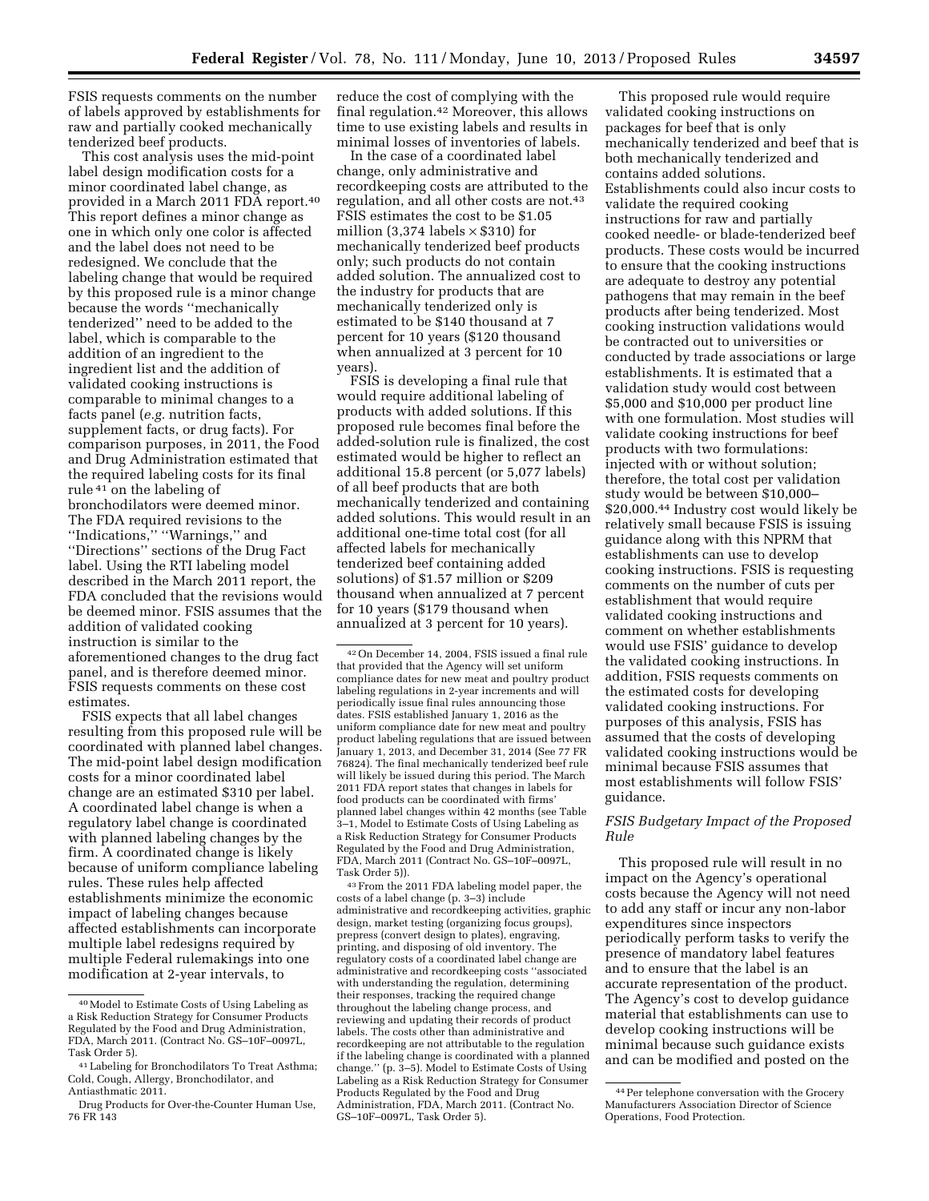FSIS requests comments on the number of labels approved by establishments for raw and partially cooked mechanically tenderized beef products.

This cost analysis uses the mid-point label design modification costs for a minor coordinated label change, as provided in a March 2011 FDA report.[40] This report defines a minor change as one in which only one color is affected and the label does not need to be redesigned. We conclude that the labeling change that would be required by this proposed rule is a minor change because the words ''mechanically tenderized'' need to be added to the label, which is comparable to the addition of an ingredient to the ingredient list and the addition of validated cooking instructions is comparable to minimal changes to a facts panel (*e.g.* nutrition facts, supplement facts, or drug facts). For comparison purposes, in 2011, the Food and Drug Administration estimated that the required labeling costs for its final rule [41] on the labeling of bronchodilators were deemed minor. The FDA required revisions to the ''Indications,'' ''Warnings,'' and ''Directions'' sections of the Drug Fact label. Using the RTI labeling model described in the March 2011 report, the FDA concluded that the revisions would be deemed minor. FSIS assumes that the addition of validated cooking instruction is similar to the aforementioned changes to the drug fact panel, and is therefore deemed minor. FSIS requests comments on these cost estimates.

FSIS expects that all label changes resulting from this proposed rule will be coordinated with planned label changes. The mid-point label design modification costs for a minor coordinated label change are an estimated $310 per label. A coordinated label change is when a regulatory label change is coordinated with planned labeling changes by the firm. A coordinated change is likely because of uniform compliance labeling rules. These rules help affected establishments minimize the economic impact of labeling changes because affected establishments can incorporate multiple label redesigns required by multiple Federal rulemakings into one modification at 2-year intervals, to reduce the cost of complying with the final regulation.[42] Moreover, this allows time to use existing labels and results in minimal losses of inventories of labels.

In the case of a coordinated label change, only administrative and recordkeeping costs are attributed to the regulation, and all other costs are not.[43] FSIS estimates the cost to be $1.05 million (3,374 labels × $310) for mechanically tenderized beef products only; such products do not contain added solution. The annualized cost to the industry for products that are mechanically tenderized only is estimated to be $140 thousand at 7 percent for 10 years ($120 thousand when annualized at 3 percent for 10 years).

FSIS is developing a final rule that would require additional labeling of products with added solutions. If this proposed rule becomes final before the added-solution rule is finalized, the cost estimated would be higher to reflect an additional 15.8 percent (or 5,077 labels) of all beef products that are both mechanically tenderized and containing added solutions. This would result in an additional one-time total cost (for all affected labels for mechanically tenderized beef containing added solutions) of $1.57 million or $209 thousand when annualized at 7 percent for 10 years ($179 thousand when annualized at 3 percent for 10 years).

This proposed rule would require validated cooking instructions on packages for beef that is only mechanically tenderized and beef that is both mechanically tenderized and contains added solutions. Establishments could also incur costs to validate the required cooking instructions for raw and partially cooked needle- or blade-tenderized beef products. These costs would be incurred to ensure that the cooking instructions are adequate to destroy any potential pathogens that may remain in the beef products after being tenderized. Most cooking instruction validations would be contracted out to universities or conducted by trade associations or large establishments. It is estimated that a validation study would cost between $5,000 and $10,000 per product line with one formulation. Most studies will validate cooking instructions for beef products with two formulations: injected with or without solution; therefore, the total cost per validation study would be between $10,000–$20,000.[44] Industry cost would likely be relatively small because FSIS is issuing guidance along with this NPRM that establishments can use to develop cooking instructions. FSIS is requesting comments on the number of cuts per establishment that would require validated cooking instructions and comment on whether establishments would use FSIS' guidance to develop the validated cooking instructions. In addition, FSIS requests comments on the estimated costs for developing validated cooking instructions. For purposes of this analysis, FSIS has assumed that the costs of developing validated cooking instructions would be minimal because FSIS assumes that most establishments will follow FSIS' guidance.

### *FSIS Budgetary Impact of the Proposed Rule*

This proposed rule will result in no impact on the Agency's operational costs because the Agency will not need to add any staff or incur any non-labor expenditures since inspectors periodically perform tasks to verify the presence of mandatory label features and to ensure that the label is an accurate representation of the product. The Agency's cost to develop guidance material that establishments can use to develop cooking instructions will be minimal because such guidance exists and can be modified and posted on the

---

[40] Model to Estimate Costs of Using Labeling as a Risk Reduction Strategy for Consumer Products Regulated by the Food and Drug Administration, FDA, March 2011. (Contract No. GS–10F–0097L, Task Order 5).

[41] Labeling for Bronchodilators To Treat Asthma; Cold, Cough, Allergy, Bronchodilator, and Antiasthmatic 2011.

Drug Products for Over-the-Counter Human Use, 76 FR 143

[42] On December 14, 2004, FSIS issued a final rule that provided that the Agency will set uniform compliance dates for new meat and poultry product labeling regulations in 2-year increments and will periodically issue final rules announcing those dates. FSIS established January 1, 2016 as the uniform compliance date for new meat and poultry product labeling regulations that are issued between January 1, 2013, and December 31, 2014 (See 77 FR 76824). The final mechanically tenderized beef rule will likely be issued during this period. The March 2011 FDA report states that changes in labels for food products can be coordinated with firms' planned label changes within 42 months (see Table 3–1, Model to Estimate Costs of Using Labeling as a Risk Reduction Strategy for Consumer Products Regulated by the Food and Drug Administration, FDA, March 2011 (Contract No. GS–10F–0097L, Task Order 5)).

[43] From the 2011 FDA labeling model paper, the costs of a label change (p. 3–3) include administrative and recordkeeping activities, graphic design, market testing (organizing focus groups), prepress (convert design to plates), engraving, printing, and disposing of old inventory. The regulatory costs of a coordinated label change are administrative and recordkeeping costs ''associated with understanding the regulation, determining their responses, tracking the required change throughout the labeling change process, and reviewing and updating their records of product labels. The costs other than administrative and recordkeeping are not attributable to the regulation if the labeling change is coordinated with a planned change.'' (p. 3–5). Model to Estimate Costs of Using Labeling as a Risk Reduction Strategy for Consumer Products Regulated by the Food and Drug Administration, FDA, March 2011. (Contract No. GS–10F–0097L, Task Order 5).

[44] Per telephone conversation with the Grocery Manufacturers Association Director of Science Operations, Food Protection.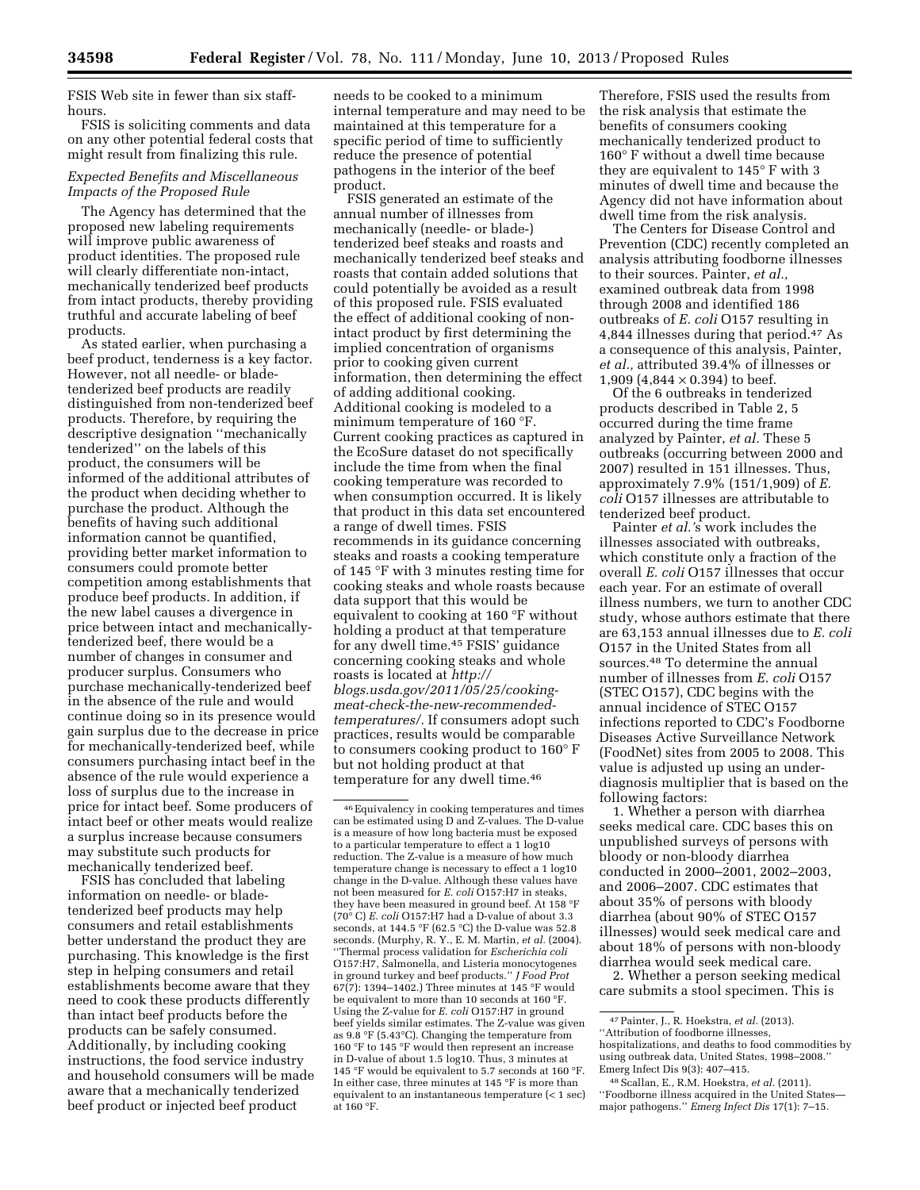FSIS Web site in fewer than six staff-hours.

FSIS is soliciting comments and data on any other potential federal costs that might result from finalizing this rule.

*Expected Benefits and Miscellaneous Impacts of the Proposed Rule*

The Agency has determined that the proposed new labeling requirements will improve public awareness of product identities. The proposed rule will clearly differentiate non-intact, mechanically tenderized beef products from intact products, thereby providing truthful and accurate labeling of beef products.

As stated earlier, when purchasing a beef product, tenderness is a key factor. However, not all needle- or blade-tenderized beef products are readily distinguished from non-tenderized beef products. Therefore, by requiring the descriptive designation ''mechanically tenderized'' on the labels of this product, the consumers will be informed of the additional attributes of the product when deciding whether to purchase the product. Although the benefits of having such additional information cannot be quantified, providing better market information to consumers could promote better competition among establishments that produce beef products. In addition, if the new label causes a divergence in price between intact and mechanically-tenderized beef, there would be a number of changes in consumer and producer surplus. Consumers who purchase mechanically-tenderized beef in the absence of the rule and would continue doing so in its presence would gain surplus due to the decrease in price for mechanically-tenderized beef, while consumers purchasing intact beef in the absence of the rule would experience a loss of surplus due to the increase in price for intact beef. Some producers of intact beef or other meats would realize a surplus increase because consumers may substitute such products for mechanically tenderized beef.

FSIS has concluded that labeling information on needle- or blade-tenderized beef products may help consumers and retail establishments better understand the product they are purchasing. This knowledge is the first step in helping consumers and retail establishments become aware that they need to cook these products differently than intact beef products before the products can be safely consumed. Additionally, by including cooking instructions, the food service industry and household consumers will be made aware that a mechanically tenderized beef product or injected beef product needs to be cooked to a minimum internal temperature and may need to be maintained at this temperature for a specific period of time to sufficiently reduce the presence of potential pathogens in the interior of the beef product.

FSIS generated an estimate of the annual number of illnesses from mechanically (needle- or blade-) tenderized beef steaks and roasts and mechanically tenderized beef steaks and roasts that contain added solutions that could potentially be avoided as a result of this proposed rule. FSIS evaluated the effect of additional cooking of non-intact product by first determining the implied concentration of organisms prior to cooking given current information, then determining the effect of adding additional cooking. Additional cooking is modeled to a minimum temperature of 160 °F. Current cooking practices as captured in the EcoSure dataset do not specifically include the time from when the final cooking temperature was recorded to when consumption occurred. It is likely that product in this data set encountered a range of dwell times. FSIS recommends in its guidance concerning steaks and roasts a cooking temperature of 145 °F with 3 minutes resting time for cooking steaks and whole roasts because data support that this would be equivalent to cooking at 160 °F without holding a product at that temperature for any dwell time.[45] FSIS' guidance concerning cooking steaks and whole roasts is located at *http://blogs.usda.gov/2011/05/25/cooking-meat-check-the-new-recommended-temperatures/*. If consumers adopt such practices, results would be comparable to consumers cooking product to 160° F but not holding product at that temperature for any dwell time.[46]

Therefore, FSIS used the results from the risk analysis that estimate the benefits of consumers cooking mechanically tenderized product to 160° F without a dwell time because they are equivalent to 145° F with 3 minutes of dwell time and because the Agency did not have information about dwell time from the risk analysis.

The Centers for Disease Control and Prevention (CDC) recently completed an analysis attributing foodborne illnesses to their sources. Painter, *et al.,* examined outbreak data from 1998 through 2008 and identified 186 outbreaks of *E. coli* O157 resulting in 4,844 illnesses during that period.[47] As a consequence of this analysis, Painter, *et al.,* attributed 39.4% of illnesses or 1,909 ($4,844 \times 0.394$) to beef.

Of the 6 outbreaks in tenderized products described in Table 2, 5 occurred during the time frame analyzed by Painter, *et al.* These 5 outbreaks (occurring between 2000 and 2007) resulted in 151 illnesses. Thus, approximately 7.9% (151/1,909) of *E. coli* O157 illnesses are attributable to tenderized beef product.

Painter *et al.*'s work includes the illnesses associated with outbreaks, which constitute only a fraction of the overall *E. coli* O157 illnesses that occur each year. For an estimate of overall illness numbers, we turn to another CDC study, whose authors estimate that there are 63,153 annual illnesses due to *E. coli* O157 in the United States from all sources.[48] To determine the annual number of illnesses from *E. coli* O157 (STEC O157), CDC begins with the annual incidence of STEC O157 infections reported to CDC's Foodborne Diseases Active Surveillance Network (FoodNet) sites from 2005 to 2008. This value is adjusted up using an under-diagnosis multiplier that is based on the following factors:

1. Whether a person with diarrhea seeks medical care. CDC bases this on unpublished surveys of persons with bloody or non-bloody diarrhea conducted in 2000–2001, 2002–2003, and 2006–2007. CDC estimates that about 35% of persons with bloody diarrhea (about 90% of STEC O157 illnesses) would seek medical care and about 18% of persons with non-bloody diarrhea would seek medical care.

2. Whether a person seeking medical care submits a stool specimen. This is

---

[46] Equivalency in cooking temperatures and times can be estimated using D and Z-values. The D-value is a measure of how long bacteria must be exposed to a particular temperature to effect a 1 log10 reduction. The Z-value is a measure of how much temperature change is necessary to effect a 1 log10 change in the D-value. Although these values have not been measured for *E. coli* O157:H7 in steaks, they have been measured in ground beef. At 158 °F (70° C) *E. coli* O157:H7 had a D-value of about 3.3 seconds, at 144.5 °F (62.5 °C) the D-value was 52.8 seconds. (Murphy, R. Y., E. M. Martin, *et al.* (2004). ''Thermal process validation for *Escherichia coli* O157:H7, Salmonella, and Listeria monocytogenes in ground turkey and beef products.'' *J Food Prot* 67(7): 1394–1402.) Three minutes at 145 °F would be equivalent to more than 10 seconds at 160 °F. Using the Z-value for *E. coli* O157:H7 in ground beef yields similar estimates. The Z-value was given as 9.8 °F (5.43°C). Changing the temperature from 160 °F to 145 °F would then represent an increase in D-value of about 1.5 log10. Thus, 3 minutes at 145 °F would be equivalent to 5.7 seconds at 160 °F. In either case, three minutes at 145 °F is more than equivalent to an instantaneous temperature (< 1 sec) at 160 °F.

[47] Painter, J., R. Hoekstra, *et al.* (2013). ''Attribution of foodborne illnesses, hospitalizations, and deaths to food commodities by using outbreak data, United States, 1998–2008.'' Emerg Infect Dis 9(3): 407–415.

[48] Scallan, E., R.M. Hoekstra, *et al.* (2011). ''Foodborne illness acquired in the United States—major pathogens.'' *Emerg Infect Dis* 17(1): 7–15.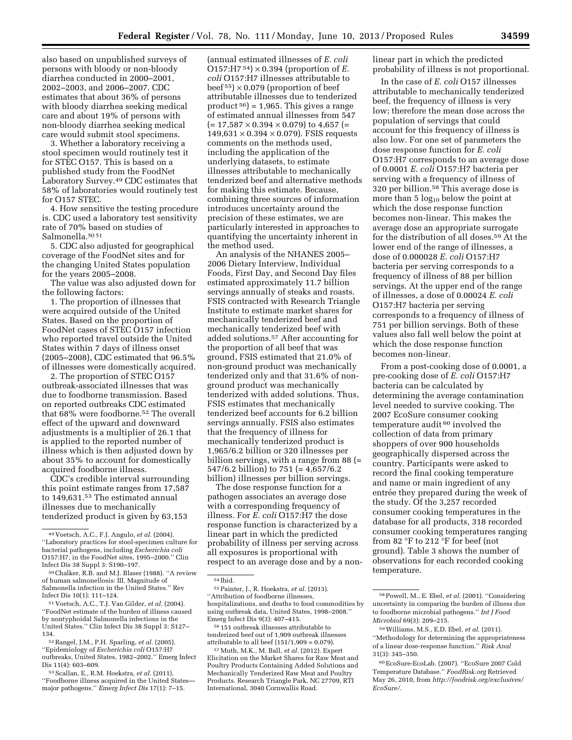also based on unpublished surveys of persons with bloody or non-bloody diarrhea conducted in 2000–2001, 2002–2003, and 2006–2007. CDC estimates that about 36% of persons with bloody diarrhea seeking medical care and about 19% of persons with non-bloody diarrhea seeking medical care would submit stool specimens.

3. Whether a laboratory receiving a stool specimen would routinely test it for STEC O157. This is based on a published study from the FoodNet Laboratory Survey.[49] CDC estimates that 58% of laboratories would routinely test for O157 STEC.

4. How sensitive the testing procedure is. CDC used a laboratory test sensitivity rate of 70% based on studies of Salmonella.[50 51]

5. CDC also adjusted for geographical coverage of the FoodNet sites and for the changing United States population for the years 2005–2008.

The value was also adjusted down for the following factors:

1. The proportion of illnesses that were acquired outside of the United States. Based on the proportion of FoodNet cases of STEC O157 infection who reported travel outside the United States within 7 days of illness onset (2005–2008), CDC estimated that 96.5% of illnesses were domestically acquired.

2. The proportion of STEC O157 outbreak-associated illnesses that was due to foodborne transmission. Based on reported outbreaks CDC estimated that 68% were foodborne.[52] The overall effect of the upward and downward adjustments is a multiplier of 26.1 that is applied to the reported number of illness which is then adjusted down by about 35% to account for domestically acquired foodborne illness.

CDC's credible interval surrounding this point estimate ranges from 17,587 to 149,631.[53] The estimated annual illnesses due to mechanically tenderized product is given by 63,153 (annual estimated illnesses of *E. coli* O157:H7 [54]) × 0.394 (proportion of *E. coli* O157:H7 illnesses attributable to beef [55]) × 0.079 (proportion of beef attributable illnesses due to tenderized product [56]) = 1,965. This gives a range of estimated annual illnesses from 547 (= 17,587 × 0.394 × 0.079) to 4,657 (= 149,631 × 0.394 × 0.079). FSIS requests comments on the methods used, including the application of the underlying datasets, to estimate illnesses attributable to mechanically tenderized beef and alternative methods for making this estimate. Because, combining three sources of information introduces uncertainty around the precision of these estimates, we are particularly interested in approaches to quantifying the uncertainty inherent in the method used.

An analysis of the NHANES 2005–2006 Dietary Interview, Individual Foods, First Day, and Second Day files estimated approximately 11.7 billion servings annually of steaks and roasts. FSIS contracted with Research Triangle Institute to estimate market shares for mechanically tenderized beef and mechanically tenderized beef with added solutions.[57] After accounting for the proportion of all beef that was ground, FSIS estimated that 21.0% of non-ground product was mechanically tenderized only and that 31.6% of non-ground product was mechanically tenderized with added solutions. Thus, FSIS estimates that mechanically tenderized beef accounts for 6.2 billion servings annually. FSIS also estimates that the frequency of illness for mechanically tenderized product is 1,965/6.2 billion or 320 illnesses per billion servings, with a range from 88 (= 547/6.2 billion) to 751 (= 4,657/6.2 billion) illnesses per billion servings.

The dose response function for a pathogen associates an average dose with a corresponding frequency of illness. For *E. coli* O157:H7 the dose response function is characterized by a linear part in which the predicted probability of illness per serving across all exposures is proportional with respect to an average dose and by a non-linear part in which the predicted probability of illness is not proportional.

In the case of *E. coli* O157 illnesses attributable to mechanically tenderized beef, the frequency of illness is very low; therefore the mean dose across the population of servings that could account for this frequency of illness is also low. For one set of parameters the dose response function for *E. coli* O157:H7 corresponds to an average dose of 0.0001 *E. coli* O157:H7 bacteria per serving with a frequency of illness of 320 per billion.[58] This average dose is more than 5 $\log_{10}$ below the point at which the dose response function becomes non-linear. This makes the average dose an appropriate surrogate for the distribution of all doses.[59] At the lower end of the range of illnesses, a dose of 0.000028 *E. coli* O157:H7 bacteria per serving corresponds to a frequency of illness of 88 per billion servings. At the upper end of the range of illnesses, a dose of 0.00024 *E. coli* O157:H7 bacteria per serving corresponds to a frequency of illness of 751 per billion servings. Both of these values also fall well below the point at which the dose response function becomes non-linear.

From a post-cooking dose of 0.0001, a pre-cooking dose of *E. coli* O157:H7 bacteria can be calculated by determining the average contamination level needed to survive cooking. The 2007 EcoSure consumer cooking temperature audit [60] involved the collection of data from primary shoppers of over 900 households geographically dispersed across the country. Participants were asked to record the final cooking temperature and name or main ingredient of any entrée they prepared during the week of the study. Of the 3,257 recorded consumer cooking temperatures in the database for all products, 318 recorded consumer cooking temperatures ranging from 82 °F to 212 °F for beef (not ground). Table 3 shows the number of observations for each recorded cooking temperature.

---

[49] Voetsch, A.C., F.J. Angulo, *et al.* (2004). ''Laboratory practices for stool-specimen culture for bacterial pathogens, including *Escherichia coli* O157:H7, in the FoodNet sites, 1995–2000.'' Clin Infect Dis 38 Suppl 3: S190–197.

[50] Chalker, R.B. and M.J. Blaser (1988). ''A review of human salmonellosis: III. Magnitude of Salmonella infection in the United States.'' Rev Infect Dis 10(1): 111–124.

[51] Voetsch, A.C., T.J. Van Gilder, *et al.* (2004). ''FoodNet estimate of the burden of illness caused by nontyphoidal Salmonella infections in the United States.'' Clin Infect Dis 38 Suppl 3: S127–134.

[52] Rangel, J.M., P.H. Sparling, *et al.* (2005). ''Epidemiology of *Escherichia coli* O157:H7 outbreaks, United States, 1982–2002.'' Emerg Infect Dis 11(4): 603–609.

[53] Scallan, E., R.M. Hoekstra, *et al.* (2011). ''Foodborne illness acquired in the United States—major pathogens.'' *Emerg Infect Dis* 17(1): 7–15.

[54] Ibid.

[55] Painter, J., R. Hoekstra, *et al.* (2013). ''Attribution of foodborne illnesses, hospitalizations, and deaths to food commodities by using outbreak data, United States, 1998–2008.'' Emerg Infect Dis 9(3): 407–415.

[56] 151 outbreak illnesses attributable to tenderized beef out of 1,909 outbreak illnesses attributable to all beef (151/1,909 = 0.079).

[57] Muth, M.K., M. Ball, *et al.* (2012). Expert Elicitation on the Market Shares for Raw Meat and Poultry Products Containing Added Solutions and Mechanically Tenderized Raw Meat and Poultry Products. Research Triangle Park, NC 27709, RTI International, 3040 Cornwallis Road.

[58] Powell, M., E. Ebel, *et al.* (2001). ''Considering uncertainty in comparing the burden of illness due to foodborne microbial pathogens.'' *Int J Food Microbiol* 69(3): 209–215.

[59] Williams, M.S., E.D. Ebel, *et al.* (2011). ''Methodology for determining the appropriateness of a linear dose-response function.'' *Risk Anal* 31(3): 345–350.

[60] EcoSure-EcoLab. (2007). ''EcoSure 2007 Cold Temperature Database.'' *FoodRisk.org* Retrieved May 26, 2010, from *http://foodrisk.org/exclusives/EcoSure/*.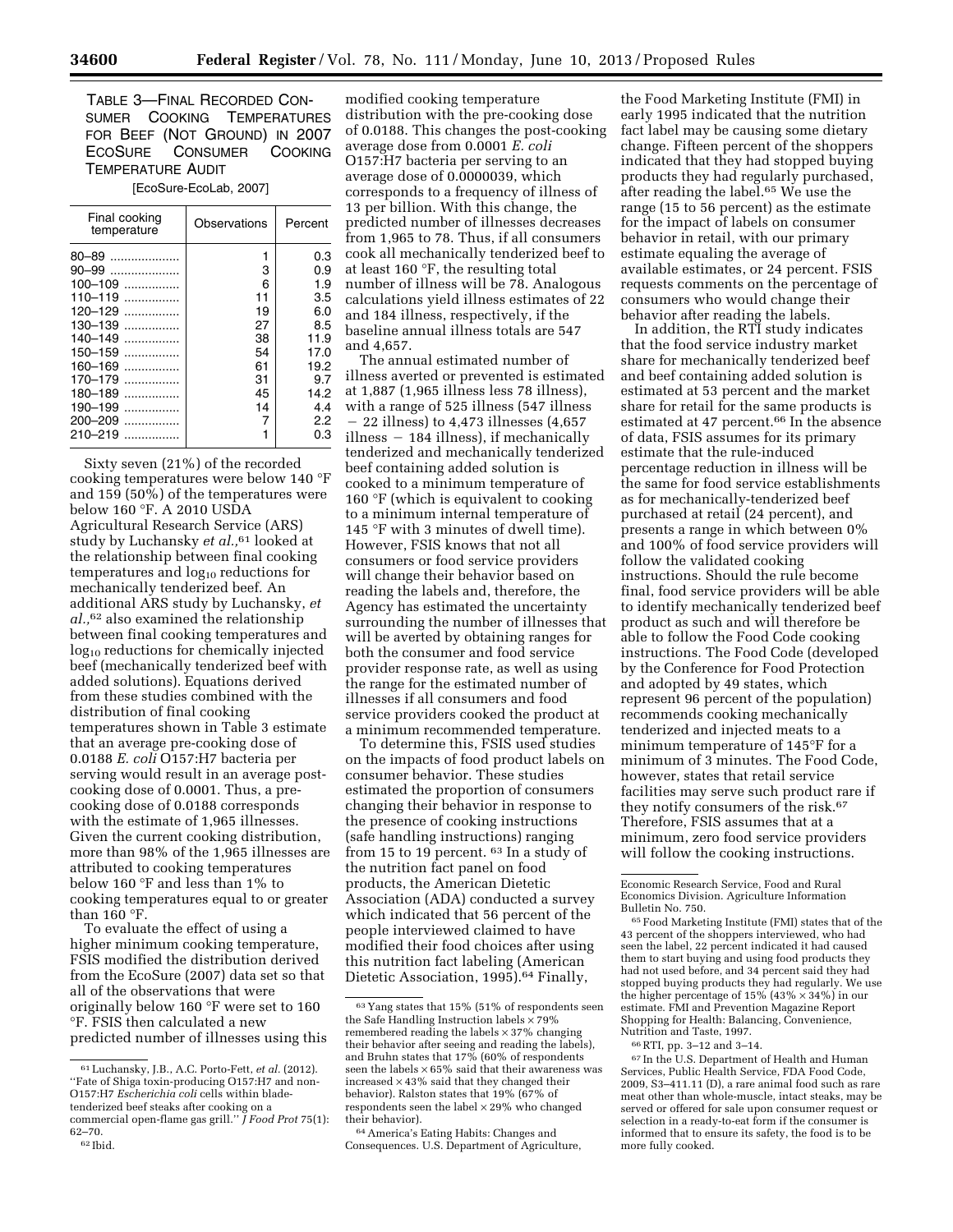TABLE 3—FINAL RECORDED CONSUMER COOKING TEMPERATURES FOR BEEF (NOT GROUND) IN 2007 ECOSURE CONSUMER COOKING TEMPERATURE AUDIT

[EcoSure-EcoLab, 2007]

| Final cooking temperature | Observations | Percent |
|---|---|---|
| 80–89 | 1 | 0.3 |
| 90–99 | 3 | 0.9 |
| 100–109 | 6 | 1.9 |
| 110–119 | 11 | 3.5 |
| 120–129 | 19 | 6.0 |
| 130–139 | 27 | 8.5 |
| 140–149 | 38 | 11.9 |
| 150–159 | 54 | 17.0 |
| 160–169 | 61 | 19.2 |
| 170–179 | 31 | 9.7 |
| 180–189 | 45 | 14.2 |
| 190–199 | 14 | 4.4 |
| 200–209 | 7 | 2.2 |
| 210–219 | 1 | 0.3 |

Sixty seven (21%) of the recorded cooking temperatures were below 140 °F and 159 (50%) of the temperatures were below 160 °F. A 2010 USDA Agricultural Research Service (ARS) study by Luchansky *et al.*,[61] looked at the relationship between final cooking temperatures and $\log_{10}$ reductions for mechanically tenderized beef. An additional ARS study by Luchansky, *et al.*,[62] also examined the relationship between final cooking temperatures and $\log_{10}$ reductions for chemically injected beef (mechanically tenderized beef with added solutions). Equations derived from these studies combined with the distribution of final cooking temperatures shown in Table 3 estimate that an average pre-cooking dose of 0.0188 *E. coli* O157:H7 bacteria per serving would result in an average post-cooking dose of 0.0001. Thus, a pre-cooking dose of 0.0188 corresponds with the estimate of 1,965 illnesses. Given the current cooking distribution, more than 98% of the 1,965 illnesses are attributed to cooking temperatures below 160 °F and less than 1% to cooking temperatures equal to or greater than 160 °F.

To evaluate the effect of using a higher minimum cooking temperature, FSIS modified the distribution derived from the EcoSure (2007) data set so that all of the observations that were originally below 160 °F were set to 160 °F. FSIS then calculated a new predicted number of illnesses using this modified cooking temperature distribution with the pre-cooking dose of 0.0188. This changes the post-cooking average dose from 0.0001 *E. coli* O157:H7 bacteria per serving to an average dose of 0.0000039, which corresponds to a frequency of illness of 13 per billion. With this change, the predicted number of illnesses decreases from 1,965 to 78. Thus, if all consumers cook all mechanically tenderized beef to at least 160 °F, the resulting total number of illness will be 78. Analogous calculations yield illness estimates of 22 and 184 illness, respectively, if the baseline annual illness totals are 547 and 4,657.

The annual estimated number of illness averted or prevented is estimated at 1,887 (1,965 illness less 78 illness), with a range of 525 illness (547 illness − 22 illness) to 4,473 illnesses (4,657 illness − 184 illness), if mechanically tenderized and mechanically tenderized beef containing added solution is cooked to a minimum temperature of 160 °F (which is equivalent to cooking to a minimum internal temperature of 145 °F with 3 minutes of dwell time). However, FSIS knows that not all consumers or food service providers will change their behavior based on reading the labels and, therefore, the Agency has estimated the uncertainty surrounding the number of illnesses that will be averted by obtaining ranges for both the consumer and food service provider response rate, as well as using the range for the estimated number of illnesses if all consumers and food service providers cooked the product at a minimum recommended temperature.

To determine this, FSIS used studies on the impacts of food product labels on consumer behavior. These studies estimated the proportion of consumers changing their behavior in response to the presence of cooking instructions (safe handling instructions) ranging from 15 to 19 percent.[63] In a study of the nutrition fact panel on food products, the American Dietetic Association (ADA) conducted a survey which indicated that 56 percent of the people interviewed claimed to have modified their food choices after using this nutrition fact labeling (American Dietetic Association, 1995).[64] Finally, the Food Marketing Institute (FMI) in early 1995 indicated that the nutrition fact label may be causing some dietary change. Fifteen percent of the shoppers indicated that they had stopped buying products they had regularly purchased, after reading the label.[65] We use the range (15 to 56 percent) as the estimate for the impact of labels on consumer behavior in retail, with our primary estimate equaling the average of available estimates, or 24 percent. FSIS requests comments on the percentage of consumers who would change their behavior after reading the labels.

In addition, the RTI study indicates that the food service industry market share for mechanically tenderized beef and beef containing added solution is estimated at 53 percent and the market share for retail for the same products is estimated at 47 percent.[66] In the absence of data, FSIS assumes for its primary estimate that the rule-induced percentage reduction in illness will be the same for food service establishments as for mechanically-tenderized beef purchased at retail (24 percent), and presents a range in which between 0% and 100% of food service providers will follow the validated cooking instructions. Should the rule become final, food service providers will be able to identify mechanically tenderized beef product as such and will therefore be able to follow the Food Code cooking instructions. The Food Code (developed by the Conference for Food Protection and adopted by 49 states, which represent 96 percent of the population) recommends cooking mechanically tenderized and injected meats to a minimum temperature of 145°F for a minimum of 3 minutes. The Food Code, however, states that retail service facilities may serve such product rare if they notify consumers of the risk.[67] Therefore, FSIS assumes that at a minimum, zero food service providers will follow the cooking instructions.

---

[61] Luchansky, J.B., A.C. Porto-Fett, *et al.* (2012). ''Fate of Shiga toxin-producing O157:H7 and non-O157:H7 *Escherichia coli* cells within blade-tenderized beef steaks after cooking on a commercial open-flame gas grill.'' *J Food Prot* 75(1): 62–70.

[62] Ibid.

[63] Yang states that 15% (51% of respondents seen the Safe Handling Instruction labels × 79% remembered reading the labels × 37% changing their behavior after seeing and reading the labels), and Bruhn states that 17% (60% of respondents seen the labels × 65% said that their awareness was increased × 43% said that they changed their behavior). Ralston states that 19% (67% of respondents seen the label × 29% who changed their behavior).

[64] America's Eating Habits: Changes and Consequences. U.S. Department of Agriculture, Economic Research Service, Food and Rural Economics Division. Agriculture Information Bulletin No. 750.

[65] Food Marketing Institute (FMI) states that of the 43 percent of the shoppers interviewed, who had seen the label, 22 percent indicated it had caused them to start buying and using food products they had not used before, and 34 percent said they had stopped buying products they had regularly. We use the higher percentage of 15% (43% × 34%) in our estimate. FMI and Prevention Magazine Report Shopping for Health: Balancing, Convenience, Nutrition and Taste, 1997.

[66] RTI, pp. 3–12 and 3–14.

[67] In the U.S. Department of Health and Human Services, Public Health Service, FDA Food Code, 2009, S3–411.11 (D), a rare animal food such as rare meat other than whole-muscle, intact steaks, may be served or offered for sale upon consumer request or selection in a ready-to-eat form if the consumer is informed that to ensure its safety, the food is to be more fully cooked.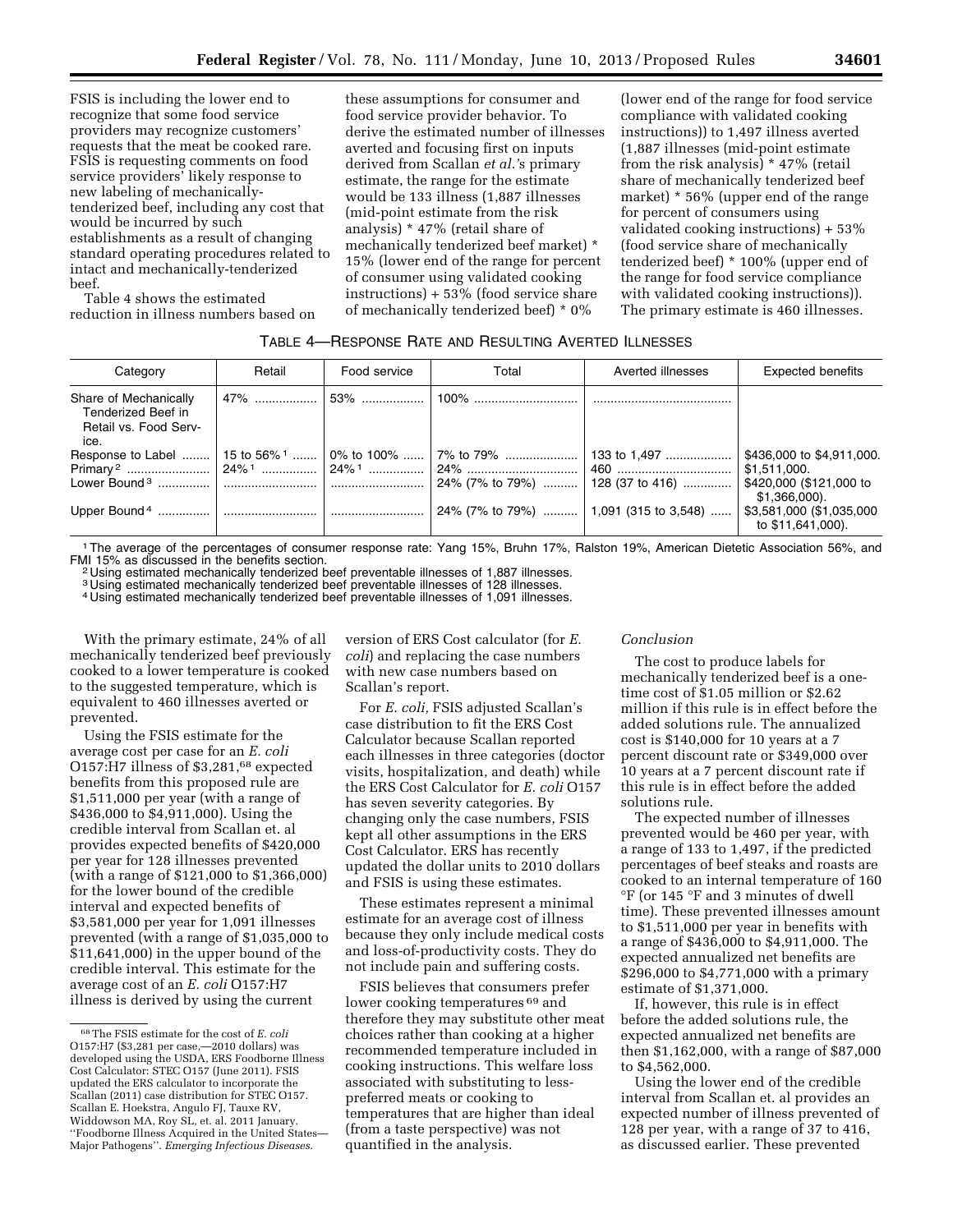FSIS is including the lower end to recognize that some food service providers may recognize customers' requests that the meat be cooked rare. FSIS is requesting comments on food service providers' likely response to new labeling of mechanically-tenderized beef, including any cost that would be incurred by such establishments as a result of changing standard operating procedures related to intact and mechanically-tenderized beef.

Table 4 shows the estimated reduction in illness numbers based on these assumptions for consumer and food service provider behavior. To derive the estimated number of illnesses averted and focusing first on inputs derived from Scallan *et al.*'s primary estimate, the range for the estimate would be 133 illness (1,887 illnesses (mid-point estimate from the risk analysis) * 47% (retail share of mechanically tenderized beef market) * 15% (lower end of the range for percent of consumer using validated cooking instructions) + 53% (food service share of mechanically tenderized beef) * 0% (lower end of the range for food service compliance with validated cooking instructions)) to 1,497 illness averted (1,887 illnesses (mid-point estimate from the risk analysis) * 47% (retail share of mechanically tenderized beef market) * 56% (upper end of the range for percent of consumers using validated cooking instructions + 53% (food service share of mechanically tenderized beef) * 100% (upper end of the range for food service compliance with validated cooking instructions)). The primary estimate is 460 illnesses.

TABLE 4—RESPONSE RATE AND RESULTING AVERTED ILLNESSES

| Category | Retail | Food service | Total | Averted illnesses | Expected benefits |
|---|---|---|---|---|---|
| Share of Mechanically Tenderized Beef in Retail vs. Food Service. | 47% | 53% | 100% | | |
| Response to Label | 15 to 56% [1] | 0% to 100% | 7% to 79% | 133 to 1,497 | $436,000 to $4,911,000. |
| Primary [2] | 24% [1] | 24% [1] | 24% | 460 | $1,511,000. |
| Lower Bound [3] | | | 24% (7% to 79%) | 128 (37 to 416) | $420,000 ($121,000 to $1,366,000). |
| Upper Bound [4] | | | 24% (7% to 79%) | 1,091 (315 to 3,548) | $3,581,000 ($1,035,000 to $11,641,000). |

[1] The average of the percentages of consumer response rate: Yang 15%, Bruhn 17%, Ralston 19%, American Dietetic Association 56%, and FMI 15% as discussed in the benefits section.

[2] Using estimated mechanically tenderized beef preventable illnesses of 1,887 illnesses.

[3] Using estimated mechanically tenderized beef preventable illnesses of 128 illnesses.

[4] Using estimated mechanically tenderized beef preventable illnesses of 1,091 illnesses.

With the primary estimate, 24% of all mechanically tenderized beef previously cooked to a lower temperature is cooked to the suggested temperature, which is equivalent to 460 illnesses averted or prevented.

Using the FSIS estimate for the average cost per case for an *E. coli* O157:H7 illness of $3,281,[68] expected benefits from this proposed rule are $1,511,000 per year (with a range of $436,000 to $4,911,000). Using the credible interval from Scallan et. al provides expected benefits of $420,000 per year for 128 illnesses prevented (with a range of $121,000 to $1,366,000) for the lower bound of the credible interval and expected benefits of $3,581,000 per year for 1,091 illnesses prevented (with a range of $1,035,000 to $11,641,000) in the upper bound of the credible interval. This estimate for the average cost of an *E. coli* O157:H7 illness is derived by using the current version of ERS Cost calculator (for *E. coli*) and replacing the case numbers with new case numbers based on Scallan's report.

For *E. coli,* FSIS adjusted Scallan's case distribution to fit the ERS Cost Calculator because Scallan reported each illnesses in three categories (doctor visits, hospitalization, and death) while the ERS Cost Calculator for *E. coli* O157 has seven severity categories. By changing only the case numbers, FSIS kept all other assumptions in the ERS Cost Calculator. ERS has recently updated the dollar units to 2010 dollars and FSIS is using these estimates.

These estimates represent a minimal estimate for an average cost of illness because they only include medical costs and loss-of-productivity costs. They do not include pain and suffering costs.

FSIS believes that consumers prefer lower cooking temperatures [69] and therefore they may substitute other meat choices rather than cooking at a higher recommended temperature included in cooking instructions. This welfare loss associated with substituting to less-preferred meats or cooking to temperatures that are higher than ideal (from a taste perspective) was not quantified in the analysis.

[68] The FSIS estimate for the cost of *E. coli* O157:H7 ($3,281 per case,—2010 dollars) was developed using the USDA, ERS Foodborne Illness Cost Calculator: STEC O157 (June 2011). FSIS updated the ERS calculator to incorporate the Scallan (2011) case distribution for STEC O157. Scallan E. Hoekstra, Angulo FJ, Tauxe RV, Widdowson MA, Roy SL, et. al. 2011 January. "Foodborne Illness Acquired in the United States—Major Pathogens". *Emerging Infectious Diseases.*

*Conclusion*

The cost to produce labels for mechanically tenderized beef is a one-time cost of $1.05 million or $2.62 million if this rule is in effect before the added solutions rule. The annualized cost is $140,000 for 10 years at a 7 percent discount rate or $349,000 over 10 years at a 7 percent discount rate if this rule is in effect before the added solutions rule.

The expected number of illnesses prevented would be 460 per year, with a range of 133 to 1,497, if the predicted percentages of beef steaks and roasts are cooked to an internal temperature of 160 °F (or 145 °F and 3 minutes of dwell time). These prevented illnesses amount to $1,511,000 per year in benefits with a range of $436,000 to $4,911,000. The expected annualized net benefits are $296,000 to $4,771,000 with a primary estimate of $1,371,000.

If, however, this rule is in effect before the added solutions rule, the expected annualized net benefits are then $1,162,000, with a range of $87,000 to $4,562,000.

Using the lower end of the credible interval from Scallan et. al provides an expected number of illness prevented of 128 per year, with a range of 37 to 416, as discussed earlier. These prevented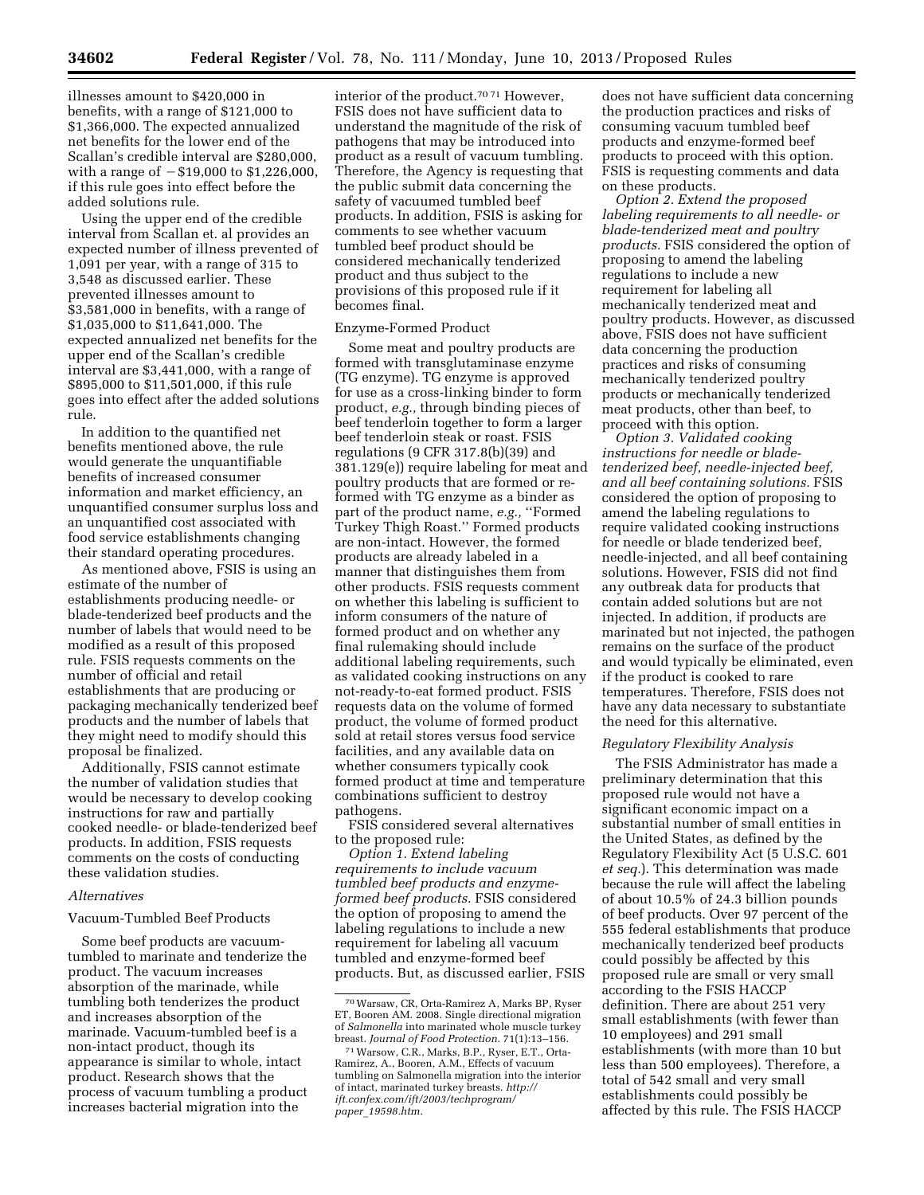illnesses amount to $420,000 in benefits, with a range of $121,000 to $1,366,000. The expected annualized net benefits for the lower end of the Scallan's credible interval was $280,000, with a range of −$19,000 to $1,226,000, if this rule goes into effect before the added solutions rule.

Using the upper end of the credible interval from Scallan et. al provides an expected number of illness prevented of 1,091 per year, with a range of 315 to 3,548 as discussed earlier. These prevented illnesses amount to $3,581,000 in benefits, with a range of $1,035,000 to $11,641,000. The expected annualized net benefits for the upper end of the Scallan's credible interval are $3,441,000, with a range of $895,000 to $11,501,000, if this rule goes into effect after the added solutions rule.

In addition to the quantified net benefits mentioned above, the rule would generate the unquantifiable benefits of increased consumer information and market efficiency, an unquantified consumer surplus loss and an unquantified cost associated with food service establishments changing their standard operating procedures.

As mentioned above, FSIS is using an estimate of the number of establishments producing needle- or blade-tenderized beef products and the number of labels that would need to be modified as a result of this proposed rule. FSIS requests comments on the number of official and retail establishments that are producing or packaging mechanically tenderized beef products and the number of labels that they might need to modify should this proposal be finalized.

Additionally, FSIS cannot estimate the number of validation studies that would be necessary to develop cooking instructions for raw and partially cooked needle- or blade-tenderized beef products. In addition, FSIS requests comments on the costs of conducting these validation studies.

### *Alternatives*

#### Vacuum-Tumbled Beef Products

Some beef products are vacuum-tumbled to marinate and tenderize the product. The vacuum increases absorption of the marinade, while tumbling both tenderizes the product and increases absorption of the marinade. Vacuum-tumbled beef is a non-intact product, though its appearance is similar to whole, intact product. Research shows that the process of vacuum tumbling a product increases bacterial migration into the interior of the product.[70] [71] However, FSIS does not have sufficient data to understand the magnitude of the risk of pathogens that may be introduced into product as a result of vacuum tumbling. Therefore, the Agency is requesting that the public submit data concerning the safety of vacuumed tumbled beef products. In addition, FSIS is asking for comments to see whether vacuum tumbled beef product should be considered mechanically tenderized product and thus subject to the provisions of this proposed rule if it becomes final.

#### Enzyme-Formed Product

Some meat and poultry products are formed with transglutaminase enzyme (TG enzyme). TG enzyme is approved for use as a cross-linking binder to form product, *e.g.,* through binding pieces of beef tenderloin together to form a larger beef tenderloin steak or roast. FSIS regulations (9 CFR 317.8(b)(39) and 381.129(e)) require labeling for meat and poultry products that are formed or re-formed with TG enzyme as a binder as part of the product name, *e.g.,* "Formed Turkey Thigh Roast." Formed products are non-intact. However, the formed products are already labeled in a manner that distinguishes them from other products. FSIS requests comment on whether this labeling is sufficient to inform consumers of the nature of formed product and on whether any final rulemaking should include additional labeling requirements, such as validated cooking instructions on any not-ready-to-eat formed product. FSIS requests data on the volume of formed product, the volume of formed product sold at retail stores versus food service facilities, and any available data on whether consumers typically cook formed product at time and temperature combinations sufficient to destroy pathogens.

FSIS considered several alternatives to the proposed rule:

*Option 1. Extend labeling requirements to include vacuum tumbled beef products and enzyme-formed beef products.* FSIS considered the option of proposing to amend the labeling regulations to include a new requirement for labeling all vacuum tumbled and enzyme-formed beef products. But, as discussed earlier, FSIS does not have sufficient data concerning the production practices and risks of consuming vacuum tumbled beef products and enzyme-formed beef products to proceed with this option. FSIS is requesting comments and data on these products.

*Option 2. Extend the proposed labeling requirements to all needle- or blade-tenderized meat and poultry products.* FSIS considered the option of proposing to amend the labeling regulations to include a new requirement for labeling all mechanically tenderized meat and poultry products. However, as discussed above, FSIS does not have sufficient data concerning the production practices and risks of consuming mechanically tenderized poultry products or mechanically tenderized meat products, other than beef, to proceed with this option.

*Option 3. Validated cooking instructions for needle or blade-tenderized beef, needle-injected beef, and all beef containing solutions.* FSIS considered the option of proposing to amend the labeling regulations to require validated cooking instructions for needle or blade tenderized beef, needle-injected, and all beef containing solutions. However, FSIS did not find any outbreak data for products that contain added solutions but are not injected. In addition, if products are marinated but not injected, the pathogen remains on the surface of the product and would typically be eliminated, even if the product is cooked to rare temperatures. Therefore, FSIS does not have any data necessary to substantiate the need for this alternative.

### *Regulatory Flexibility Analysis*

The FSIS Administrator has made a preliminary determination that this proposed rule would not have a significant economic impact on a substantial number of small entities in the United States, as defined by the Regulatory Flexibility Act (5 U.S.C. 601 *et seq.*). This determination was made because the rule will affect the labeling of about 10.5% of 24.3 billion pounds of beef products. Over 97 percent of the 555 federal establishments that produce mechanically tenderized beef products could possibly be affected by this proposed rule are small or very small according to the FSIS HACCP definition. There are about 251 very small establishments (with fewer than 10 employees) and 291 small establishments (with more than 10 but less than 500 employees). Therefore, a total of 542 small and very small establishments could possibly be affected by this rule. The FSIS HACCP

---

[70] Warsaw, CR, Orta-Ramirez A, Marks BP, Ryser ET, Booren AM. 2008. Single directional migration of *Salmonella* into marinated whole muscle turkey breast. *Journal of Food Protection.* 71(1):13–156.

[71] Warsow, C.R., Marks, B.P., Ryser, E.T., Orta-Ramirez, A., Booren, A.M., Effects of vacuum tumbling on Salmonella migration into the interior of intact, marinated turkey breasts. *http://ift.confex.com/ift/2003/techprogram/paper_19598.htm.*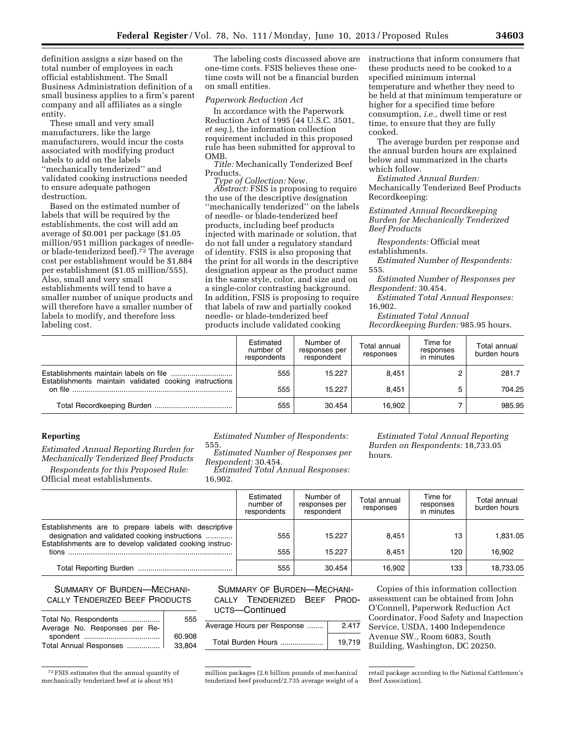definition assigns a size based on the total number of employees in each official establishment. The Small Business Administration definition of a small business applies to a firm's parent company and all affiliates as a single entity.

These small and very small manufacturers, like the large manufacturers, would incur the costs associated with modifying product labels to add on the labels ''mechanically tenderized'' and validated cooking instructions needed to ensure adequate pathogen destruction.

Based on the estimated number of labels that will be required by the establishments, the cost will add an average of $0.001 per package ($1.05 million/951 million packages of needle- or blade-tenderized beef).[72] The average cost per establishment would be $1,884 per establishment ($1.05 million/555). Also, small and very small establishments will tend to have a smaller number of unique products and will therefore have a smaller number of labels to modify, and therefore less labeling cost.

The labeling costs discussed above are one-time costs. FSIS believes these one-time costs will not be a financial burden on small entities.

*Paperwork Reduction Act*

In accordance with the Paperwork Reduction Act of 1995 (44 U.S.C. 3501, *et seq.*), the information collection requirement included in this proposed rule has been submitted for approval to OMB.

*Title:* Mechanically Tenderized Beef Products.

*Type of Collection:* New.

*Abstract:* FSIS is proposing to require the use of the descriptive designation ''mechanically tenderized'' on the labels of needle- or blade-tenderized beef products, including beef products injected with marinade or solution, that do not fall under a regulatory standard of identity. FSIS is also proposing that the print for all words in the descriptive designation appear as the product name in the same style, color, and size and on a single-color contrasting background. In addition, FSIS is proposing to require that labels of raw and partially cooked needle- or blade-tenderized beef products include validated cooking instructions that inform consumers that these products need to be cooked to a specified minimum internal temperature and whether they need to be held at that minimum temperature or higher for a specified time before consumption, *i.e.,* dwell time or rest time, to ensure that they are fully cooked.

The average burden per response and the annual burden hours are explained below and summarized in the charts which follow.

*Estimated Annual Burden:* Mechanically Tenderized Beef Products Recordkeeping:

*Estimated Annual Recordkeeping Burden for Mechanically Tenderized Beef Products*

*Respondents:* Official meat establishments.

*Estimated Number of Respondents:* 555.

*Estimated Number of Responses per Respondent:* 30.454.

*Estimated Total Annual Responses:* 16,902.

*Estimated Total Annual Recordkeeping Burden:* 985.95 hours.

| | Estimated number of respondents | Number of responses per respondent | Total annual responses | Time for responses in minutes | Total annual burden hours |
|---|---|---|---|---|---|
| Establishments maintain labels on file | 555 | 15.227 | 8,451 | 2 | 281.7 |
| Establishments maintain validated cooking instructions on file | 555 | 15.227 | 8,451 | 5 | 704.25 |
| Total Recordkeeping Burden | 555 | 30.454 | 16,902 | 7 | 985.95 |

**Reporting**

*Estimated Annual Reporting Burden for Mechanically Tenderized Beef Products*

*Respondents for this Proposed Rule:* Official meat establishments.

*Estimated Number of Respondents:* 555.

*Estimated Number of Responses per Respondent:* 30.454.

*Estimated Total Annual Responses:* 16,902.

*Estimated Total Annual Reporting Burden on Respondents:* 18,733.05 hours.

| | Estimated number of respondents | Number of responses per respondent | Total annual responses | Time for responses in minutes | Total annual burden hours |
|---|---|---|---|---|---|
| Establishments are to prepare labels with descriptive designation and validated cooking instructions | 555 | 15.227 | 8,451 | 13 | 1,831.05 |
| Establishments are to develop validated cooking instructions | 555 | 15.227 | 8,451 | 120 | 16,902 |
| Total Reporting Burden | 555 | 30.454 | 16,902 | 133 | 18,733.05 |

SUMMARY OF BURDEN—MECHANICALLY TENDERIZED BEEF PRODUCTS

| | |
|---|---|
| Total No. Respondents | 555 |
| Average No. Responses per Respondent | 60.908 |
| Total Annual Responses | 33,804 |
| Average Hours per Response | 2.417 |
| Total Burden Hours | 19,719 |

Copies of this information collection assessment can be obtained from John O'Connell, Paperwork Reduction Act Coordinator, Food Safety and Inspection Service, USDA, 1400 Independence Avenue SW., Room 6083, South Building, Washington, DC 20250.

[72] FSIS estimates that the annual quantity of mechanically tenderized beef at is about 951 million packages (2.6 billion pounds of mechanical tenderized beef produced/2.735 average weight of a retail package according to the National Cattlemen's Beef Association).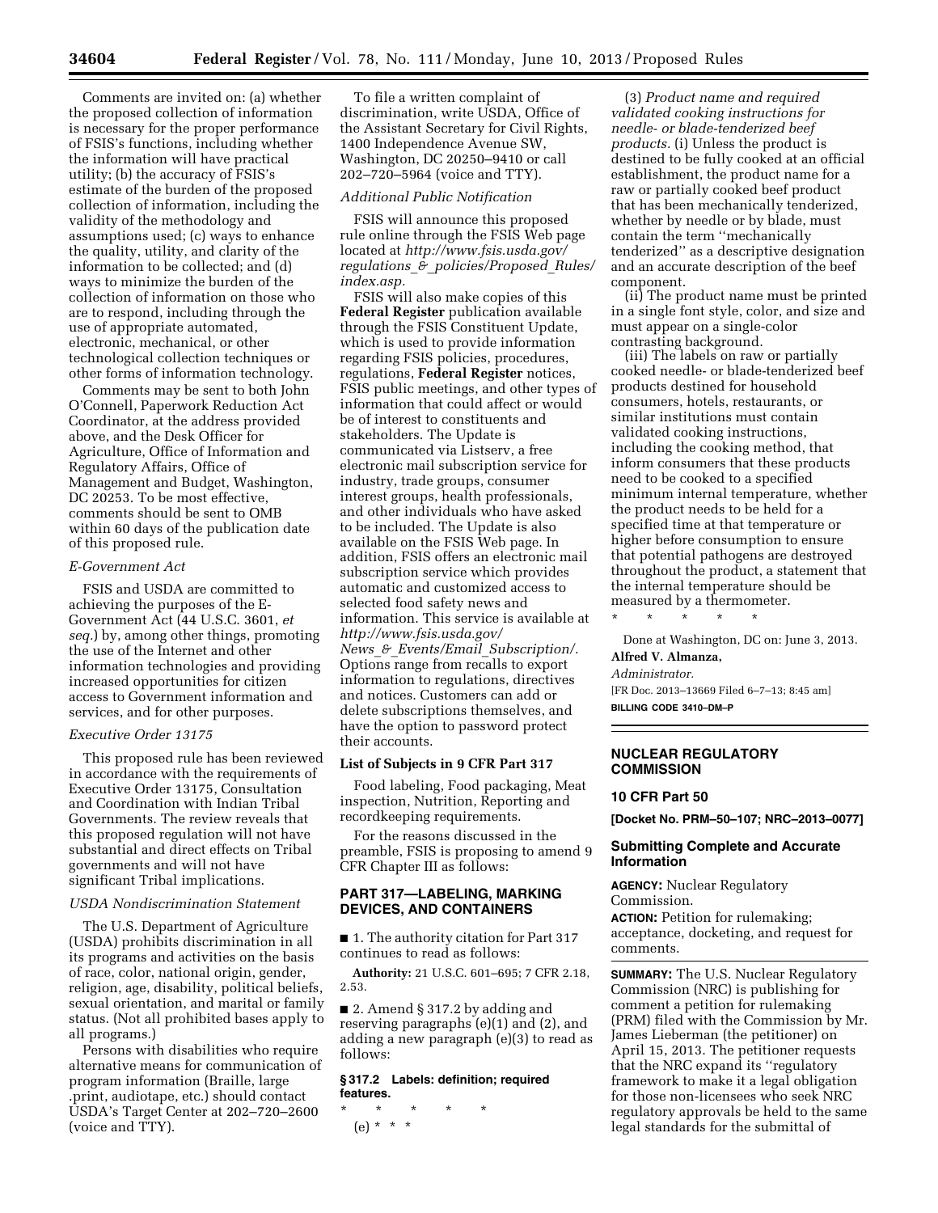Comments are invited on: (a) whether the proposed collection of information is necessary for the proper performance of FSIS's functions, including whether the information will have practical utility; (b) the accuracy of FSIS's estimate of the burden of the proposed collection of information, including the validity of the methodology and assumptions used; (c) ways to enhance the quality, utility, and clarity of the information to be collected; and (d) ways to minimize the burden of the collection of information on those who are to respond, including through the use of appropriate automated, electronic, mechanical, or other technological collection techniques or other forms of information technology.

Comments may be sent to both John O'Connell, Paperwork Reduction Act Coordinator, at the address provided above, and the Desk Officer for Agriculture, Office of Information and Regulatory Affairs, Office of Management and Budget, Washington, DC 20253. To be most effective, comments should be sent to OMB within 60 days of the publication date of this proposed rule.

*E-Government Act*

FSIS and USDA are committed to achieving the purposes of the E-Government Act (44 U.S.C. 3601, *et seq.*) by, among other things, promoting the use of the Internet and other information technologies and providing increased opportunities for citizen access to Government information and services, and for other purposes.

*Executive Order 13175*

This proposed rule has been reviewed in accordance with the requirements of Executive Order 13175, Consultation and Coordination with Indian Tribal Governments. The review reveals that this proposed regulation will not have substantial and direct effects on Tribal governments and will not have significant Tribal implications.

*USDA Nondiscrimination Statement*

The U.S. Department of Agriculture (USDA) prohibits discrimination in all its programs and activities on the basis of race, color, national origin, gender, religion, age, disability, political beliefs, sexual orientation, and marital or family status. (Not all prohibited bases apply to all programs.)

Persons with disabilities who require alternative means for communication of program information (Braille, large .print, audiotape, etc.) should contact USDA's Target Center at 202–720–2600 (voice and TTY).

To file a written complaint of discrimination, write USDA, Office of the Assistant Secretary for Civil Rights, 1400 Independence Avenue SW, Washington, DC 20250–9410 or call 202–720–5964 (voice and TTY).

*Additional Public Notification*

FSIS will announce this proposed rule online through the FSIS Web page located at *http://www.fsis.usda.gov/regulations_&_policies/Proposed_Rules/index.asp.*

FSIS will also make copies of this **Federal Register** publication available through the FSIS Constituent Update, which is used to provide information regarding FSIS policies, procedures, regulations, **Federal Register** notices, FSIS public meetings, and other types of information that could affect or would be of interest to constituents and stakeholders. The Update is communicated via Listserv, a free electronic mail subscription service for industry, trade groups, consumer interest groups, health professionals, and other individuals who have asked to be included. The Update is also available on the FSIS Web page. In addition, FSIS offers an electronic mail subscription service which provides automatic and customized access to selected food safety news and information. This service is available at *http://www.fsis.usda.gov/News_&_Events/Email_Subscription/.* Options range from recalls to export information to regulations, directives and notices. Customers can add or delete subscriptions themselves, and have the option to password protect their accounts.

**List of Subjects in 9 CFR Part 317**

Food labeling, Food packaging, Meat inspection, Nutrition, Reporting and recordkeeping requirements.

For the reasons discussed in the preamble, FSIS is proposing to amend 9 CFR Chapter III as follows:

## PART 317—LABELING, MARKING DEVICES, AND CONTAINERS

■ 1. The authority citation for Part 317 continues to read as follows:

**Authority:** 21 U.S.C. 601–695; 7 CFR 2.18, 2.53.

■ 2. Amend § 317.2 by adding and reserving paragraphs (e)(1) and (2), and adding a new paragraph (e)(3) to read as follows:

**§ 317.2 Labels: definition; required features.**

\* \* \* \* \*

(e) \* \* \*

(3) *Product name and required validated cooking instructions for needle- or blade-tenderized beef products.* (i) Unless the product is destined to be fully cooked at an official establishment, the product name for a raw or partially cooked beef product that has been mechanically tenderized, whether by needle or by blade, must contain the term ''mechanically tenderized'' as a descriptive designation and an accurate description of the beef component.

(ii) The product name must be printed in a single font style, color, and size and must appear on a single-color contrasting background.

(iii) The labels on raw or partially cooked needle- or blade-tenderized beef products destined for household consumers, hotels, restaurants, or similar institutions must contain validated cooking instructions, including the cooking method, that inform consumers that these products need to be cooked to a specified minimum internal temperature, whether the product needs to be held for a specified time at that temperature or higher before consumption to ensure that potential pathogens are destroyed throughout the product, a statement that the internal temperature should be measured by a thermometer.

\* \* \* \* \*

Done at Washington, DC on: June 3, 2013.

**Alfred V. Almanza,**

*Administrator.*

[FR Doc. 2013–13669 Filed 6–7–13; 8:45 am]

**BILLING CODE 3410–DM–P**

## NUCLEAR REGULATORY COMMISSION

### 10 CFR Part 50

**[Docket No. PRM–50–107; NRC–2013–0077]**

### Submitting Complete and Accurate Information

**AGENCY:** Nuclear Regulatory Commission.

**ACTION:** Petition for rulemaking; acceptance, docketing, and request for comments.

**SUMMARY:** The U.S. Nuclear Regulatory Commission (NRC) is publishing for comment a petition for rulemaking (PRM) filed with the Commission by Mr. James Lieberman (the petitioner) on April 15, 2013. The petitioner requests that the NRC expand its ''regulatory framework to make it a legal obligation for those non-licensees who seek NRC regulatory approvals be held to the same legal standards for the submittal of